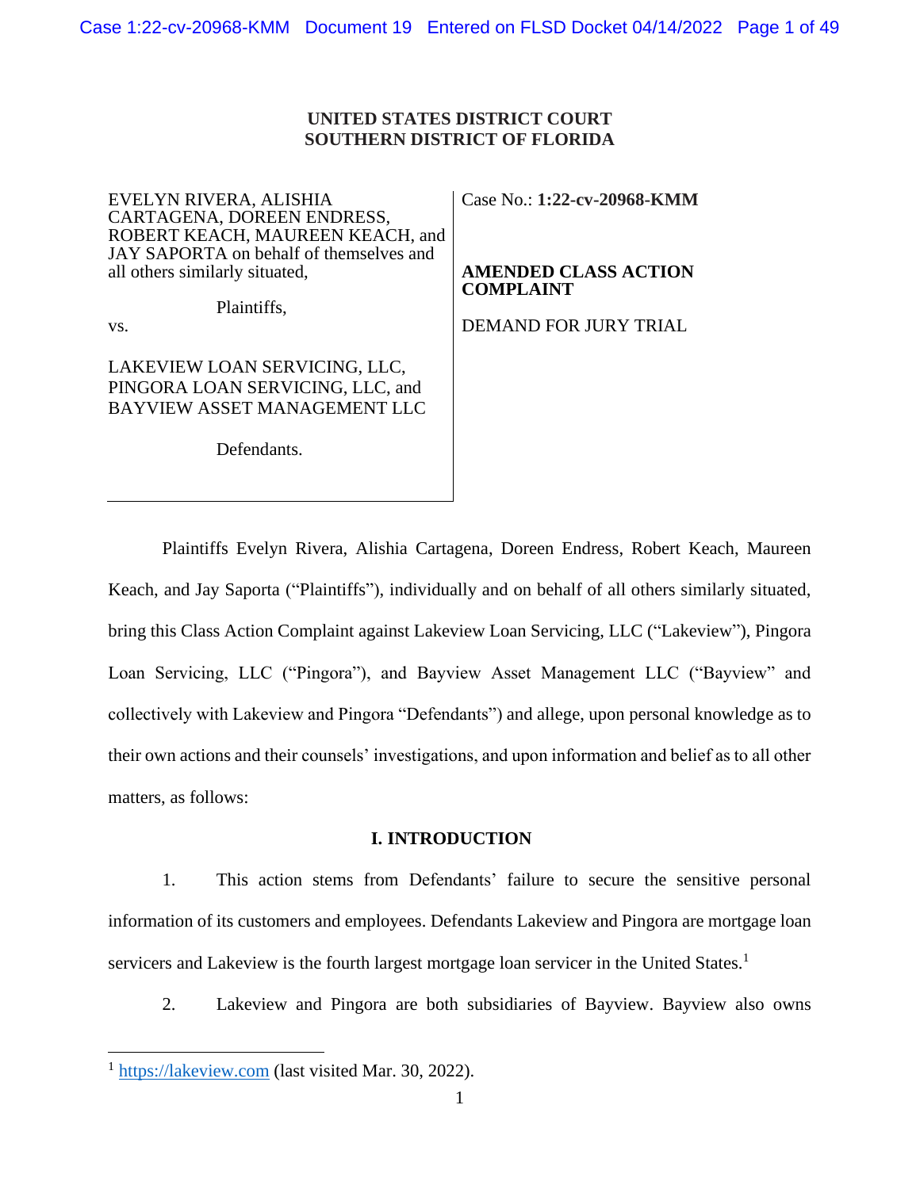**UNITED STATES DISTRICT COURT**
**SOUTHERN DISTRICT OF FLORIDA**

| | |
|---|---|
| EVELYN RIVERA, ALISHIA CARTAGENA, DOREEN ENDRESS, ROBERT KEACH, MAUREEN KEACH, and JAY SAPORTA on behalf of themselves and all others similarly situated,<br><br>Plaintiffs,<br>vs.<br><br>LAKEVIEW LOAN SERVICING, LLC, PINGORA LOAN SERVICING, LLC, and BAYVIEW ASSET MANAGEMENT LLC<br><br>Defendants. | Case No.: **1:22-cv-20968-KMM**<br><br>**AMENDED CLASS ACTION COMPLAINT**<br><br>DEMAND FOR JURY TRIAL |

Plaintiffs Evelyn Rivera, Alishia Cartagena, Doreen Endress, Robert Keach, Maureen Keach, and Jay Saporta ("Plaintiffs"), individually and on behalf of all others similarly situated, bring this Class Action Complaint against Lakeview Loan Servicing, LLC ("Lakeview"), Pingora Loan Servicing, LLC ("Pingora"), and Bayview Asset Management LLC ("Bayview" and collectively with Lakeview and Pingora "Defendants") and allege, upon personal knowledge as to their own actions and their counsels' investigations, and upon information and belief as to all other matters, as follows:

## I. INTRODUCTION

1. This action stems from Defendants' failure to secure the sensitive personal information of its customers and employees. Defendants Lakeview and Pingora are mortgage loan servicers and Lakeview is the fourth largest mortgage loan servicer in the United States.[1]

2. Lakeview and Pingora are both subsidiaries of Bayview. Bayview also owns

[1] https://lakeview.com (last visited Mar. 30, 2022).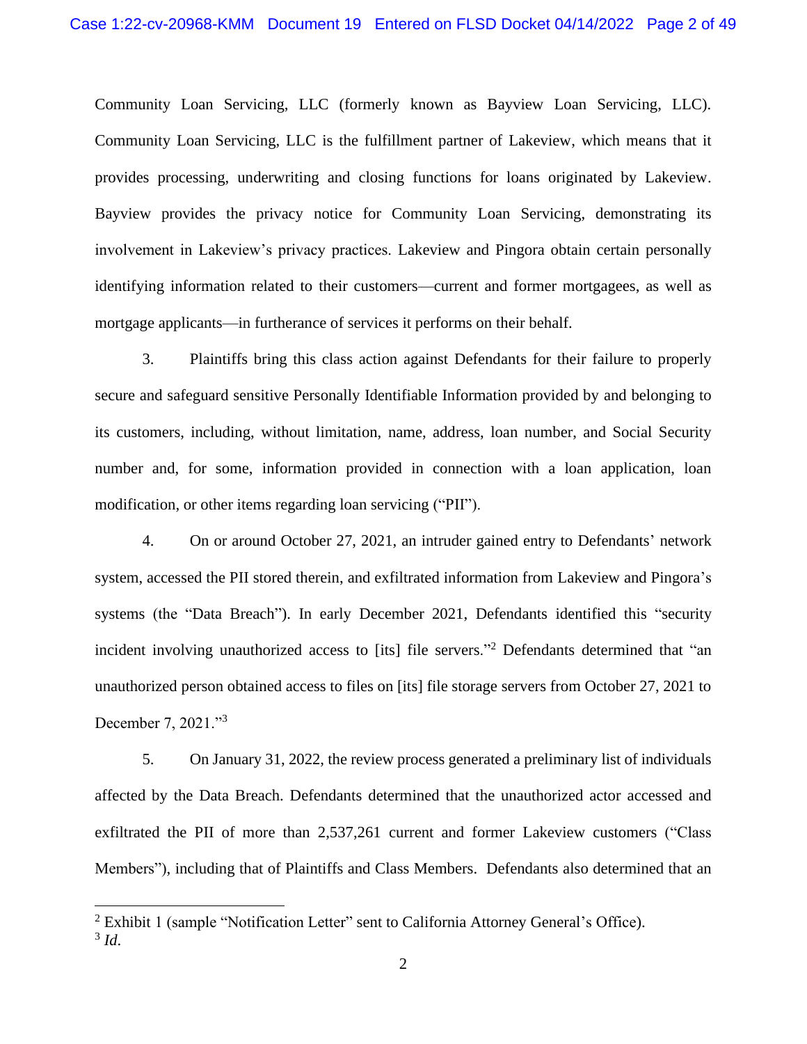Community Loan Servicing, LLC (formerly known as Bayview Loan Servicing, LLC). Community Loan Servicing, LLC is the fulfillment partner of Lakeview, which means that it provides processing, underwriting and closing functions for loans originated by Lakeview. Bayview provides the privacy notice for Community Loan Servicing, demonstrating its involvement in Lakeview's privacy practices. Lakeview and Pingora obtain certain personally identifying information related to their customers—current and former mortgagees, as well as mortgage applicants—in furtherance of services it performs on their behalf.

3. Plaintiffs bring this class action against Defendants for their failure to properly secure and safeguard sensitive Personally Identifiable Information provided by and belonging to its customers, including, without limitation, name, address, loan number, and Social Security number and, for some, information provided in connection with a loan application, loan modification, or other items regarding loan servicing ("PII").

4. On or around October 27, 2021, an intruder gained entry to Defendants' network system, accessed the PII stored therein, and exfiltrated information from Lakeview and Pingora's systems (the "Data Breach"). In early December 2021, Defendants identified this "security incident involving unauthorized access to [its] file servers."[2] Defendants determined that "an unauthorized person obtained access to files on [its] file storage servers from October 27, 2021 to December 7, 2021."[3]

5. On January 31, 2022, the review process generated a preliminary list of individuals affected by the Data Breach. Defendants determined that the unauthorized actor accessed and exfiltrated the PII of more than 2,537,261 current and former Lakeview customers ("Class Members"), including that of Plaintiffs and Class Members. Defendants also determined that an

---

[2] Exhibit 1 (sample "Notification Letter" sent to California Attorney General's Office).

[3] *Id.*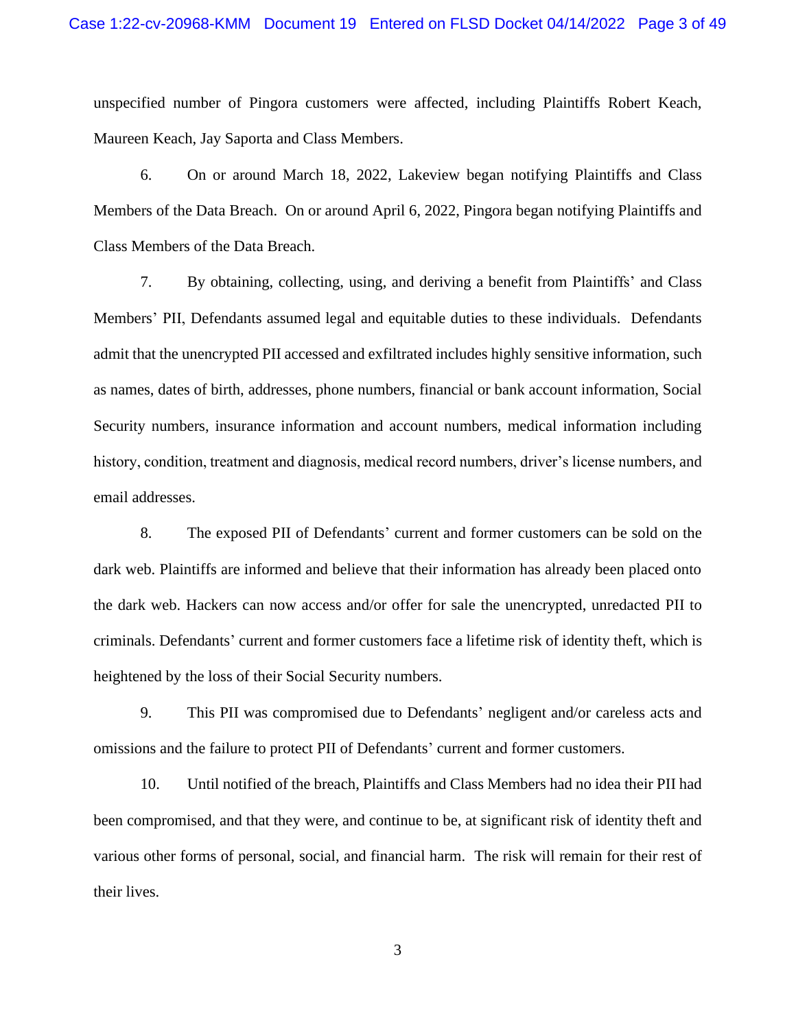unspecified number of Pingora customers were affected, including Plaintiffs Robert Keach, Maureen Keach, Jay Saporta and Class Members.

6. On or around March 18, 2022, Lakeview began notifying Plaintiffs and Class Members of the Data Breach. On or around April 6, 2022, Pingora began notifying Plaintiffs and Class Members of the Data Breach.

7. By obtaining, collecting, using, and deriving a benefit from Plaintiffs' and Class Members' PII, Defendants assumed legal and equitable duties to these individuals. Defendants admit that the unencrypted PII accessed and exfiltrated includes highly sensitive information, such as names, dates of birth, addresses, phone numbers, financial or bank account information, Social Security numbers, insurance information and account numbers, medical information including history, condition, treatment and diagnosis, medical record numbers, driver's license numbers, and email addresses.

8. The exposed PII of Defendants' current and former customers can be sold on the dark web. Plaintiffs are informed and believe that their information has already been placed onto the dark web. Hackers can now access and/or offer for sale the unencrypted, unredacted PII to criminals. Defendants' current and former customers face a lifetime risk of identity theft, which is heightened by the loss of their Social Security numbers.

9. This PII was compromised due to Defendants' negligent and/or careless acts and omissions and the failure to protect PII of Defendants' current and former customers.

10. Until notified of the breach, Plaintiffs and Class Members had no idea their PII had been compromised, and that they were, and continue to be, at significant risk of identity theft and various other forms of personal, social, and financial harm. The risk will remain for their rest of their lives.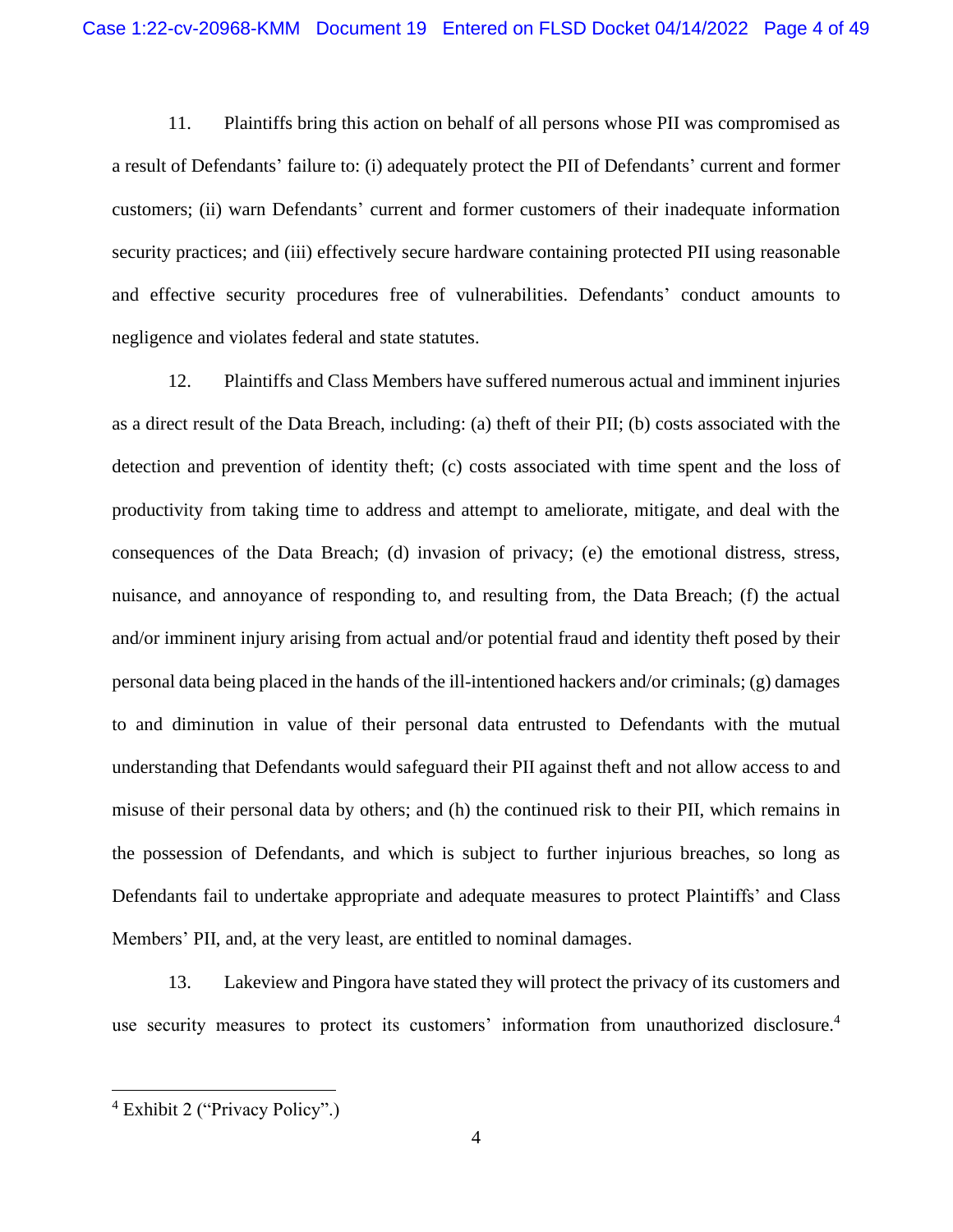11. Plaintiffs bring this action on behalf of all persons whose PII was compromised as a result of Defendants' failure to: (i) adequately protect the PII of Defendants' current and former customers; (ii) warn Defendants' current and former customers of their inadequate information security practices; and (iii) effectively secure hardware containing protected PII using reasonable and effective security procedures free of vulnerabilities. Defendants' conduct amounts to negligence and violates federal and state statutes.

12. Plaintiffs and Class Members have suffered numerous actual and imminent injuries as a direct result of the Data Breach, including: (a) theft of their PII; (b) costs associated with the detection and prevention of identity theft; (c) costs associated with time spent and the loss of productivity from taking time to address and attempt to ameliorate, mitigate, and deal with the consequences of the Data Breach; (d) invasion of privacy; (e) the emotional distress, stress, nuisance, and annoyance of responding to, and resulting from, the Data Breach; (f) the actual and/or imminent injury arising from actual and/or potential fraud and identity theft posed by their personal data being placed in the hands of the ill-intentioned hackers and/or criminals; (g) damages to and diminution in value of their personal data entrusted to Defendants with the mutual understanding that Defendants would safeguard their PII against theft and not allow access to and misuse of their personal data by others; and (h) the continued risk to their PII, which remains in the possession of Defendants, and which is subject to further injurious breaches, so long as Defendants fail to undertake appropriate and adequate measures to protect Plaintiffs' and Class Members' PII, and, at the very least, are entitled to nominal damages.

13. Lakeview and Pingora have stated they will protect the privacy of its customers and use security measures to protect its customers' information from unauthorized disclosure.[4]

---

[4] Exhibit 2 ("Privacy Policy".)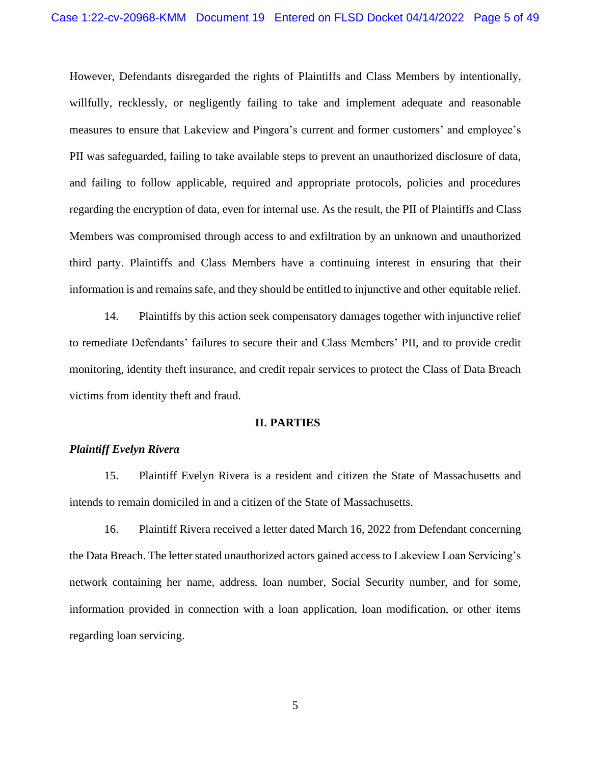However, Defendants disregarded the rights of Plaintiffs and Class Members by intentionally, willfully, recklessly, or negligently failing to take and implement adequate and reasonable measures to ensure that Lakeview and Pingora's current and former customers' and employee's PII was safeguarded, failing to take available steps to prevent an unauthorized disclosure of data, and failing to follow applicable, required and appropriate protocols, policies and procedures regarding the encryption of data, even for internal use. As the result, the PII of Plaintiffs and Class Members was compromised through access to and exfiltration by an unknown and unauthorized third party. Plaintiffs and Class Members have a continuing interest in ensuring that their information is and remains safe, and they should be entitled to injunctive and other equitable relief.

14. Plaintiffs by this action seek compensatory damages together with injunctive relief to remediate Defendants' failures to secure their and Class Members' PII, and to provide credit monitoring, identity theft insurance, and credit repair services to protect the Class of Data Breach victims from identity theft and fraud.

## II. PARTIES

***Plaintiff Evelyn Rivera***

15. Plaintiff Evelyn Rivera is a resident and citizen the State of Massachusetts and intends to remain domiciled in and a citizen of the State of Massachusetts.

16. Plaintiff Rivera received a letter dated March 16, 2022 from Defendant concerning the Data Breach. The letter stated unauthorized actors gained access to Lakeview Loan Servicing's network containing her name, address, loan number, Social Security number, and for some, information provided in connection with a loan application, loan modification, or other items regarding loan servicing.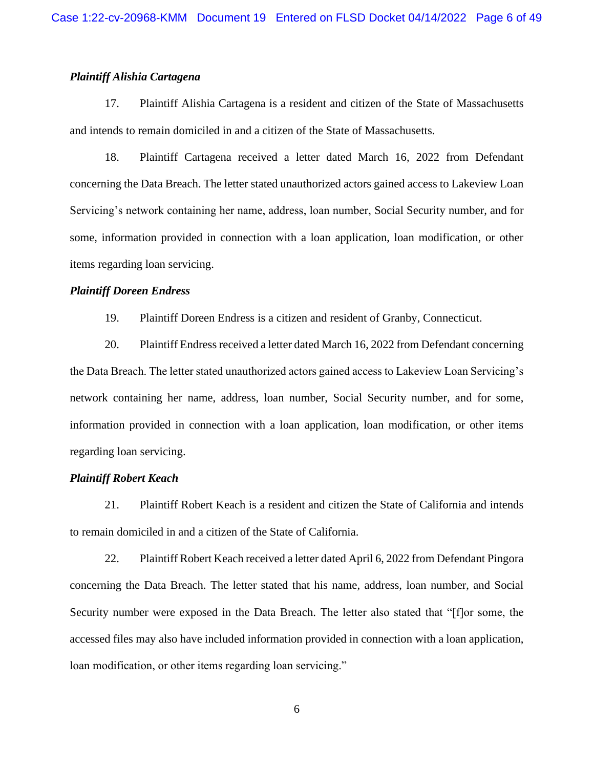***Plaintiff Alishia Cartagena***

17. Plaintiff Alishia Cartagena is a resident and citizen of the State of Massachusetts and intends to remain domiciled in and a citizen of the State of Massachusetts.

18. Plaintiff Cartagena received a letter dated March 16, 2022 from Defendant concerning the Data Breach. The letter stated unauthorized actors gained access to Lakeview Loan Servicing's network containing her name, address, loan number, Social Security number, and for some, information provided in connection with a loan application, loan modification, or other items regarding loan servicing.

***Plaintiff Doreen Endress***

19. Plaintiff Doreen Endress is a citizen and resident of Granby, Connecticut.

20. Plaintiff Endress received a letter dated March 16, 2022 from Defendant concerning the Data Breach. The letter stated unauthorized actors gained access to Lakeview Loan Servicing's network containing her name, address, loan number, Social Security number, and for some, information provided in connection with a loan application, loan modification, or other items regarding loan servicing.

***Plaintiff Robert Keach***

21. Plaintiff Robert Keach is a resident and citizen the State of California and intends to remain domiciled in and a citizen of the State of California.

22. Plaintiff Robert Keach received a letter dated April 6, 2022 from Defendant Pingora concerning the Data Breach. The letter stated that his name, address, loan number, and Social Security number were exposed in the Data Breach. The letter also stated that "[f]or some, the accessed files may also have included information provided in connection with a loan application, loan modification, or other items regarding loan servicing."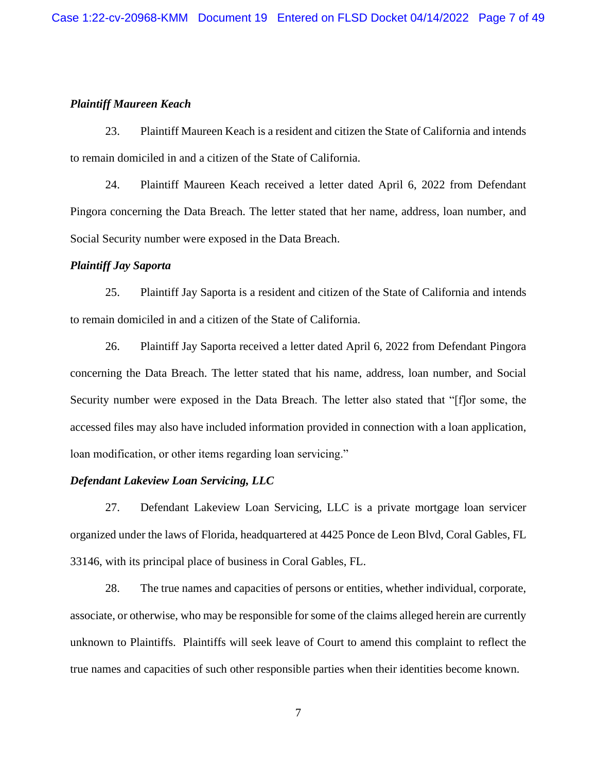***Plaintiff Maureen Keach***

23. Plaintiff Maureen Keach is a resident and citizen the State of California and intends to remain domiciled in and a citizen of the State of California.

24. Plaintiff Maureen Keach received a letter dated April 6, 2022 from Defendant Pingora concerning the Data Breach. The letter stated that her name, address, loan number, and Social Security number were exposed in the Data Breach.

***Plaintiff Jay Saporta***

25. Plaintiff Jay Saporta is a resident and citizen of the State of California and intends to remain domiciled in and a citizen of the State of California.

26. Plaintiff Jay Saporta received a letter dated April 6, 2022 from Defendant Pingora concerning the Data Breach. The letter stated that his name, address, loan number, and Social Security number were exposed in the Data Breach. The letter also stated that "[f]or some, the accessed files may also have included information provided in connection with a loan application, loan modification, or other items regarding loan servicing."

***Defendant Lakeview Loan Servicing, LLC***

27. Defendant Lakeview Loan Servicing, LLC is a private mortgage loan servicer organized under the laws of Florida, headquartered at 4425 Ponce de Leon Blvd, Coral Gables, FL 33146, with its principal place of business in Coral Gables, FL.

28. The true names and capacities of persons or entities, whether individual, corporate, associate, or otherwise, who may be responsible for some of the claims alleged herein are currently unknown to Plaintiffs. Plaintiffs will seek leave of Court to amend this complaint to reflect the true names and capacities of such other responsible parties when their identities become known.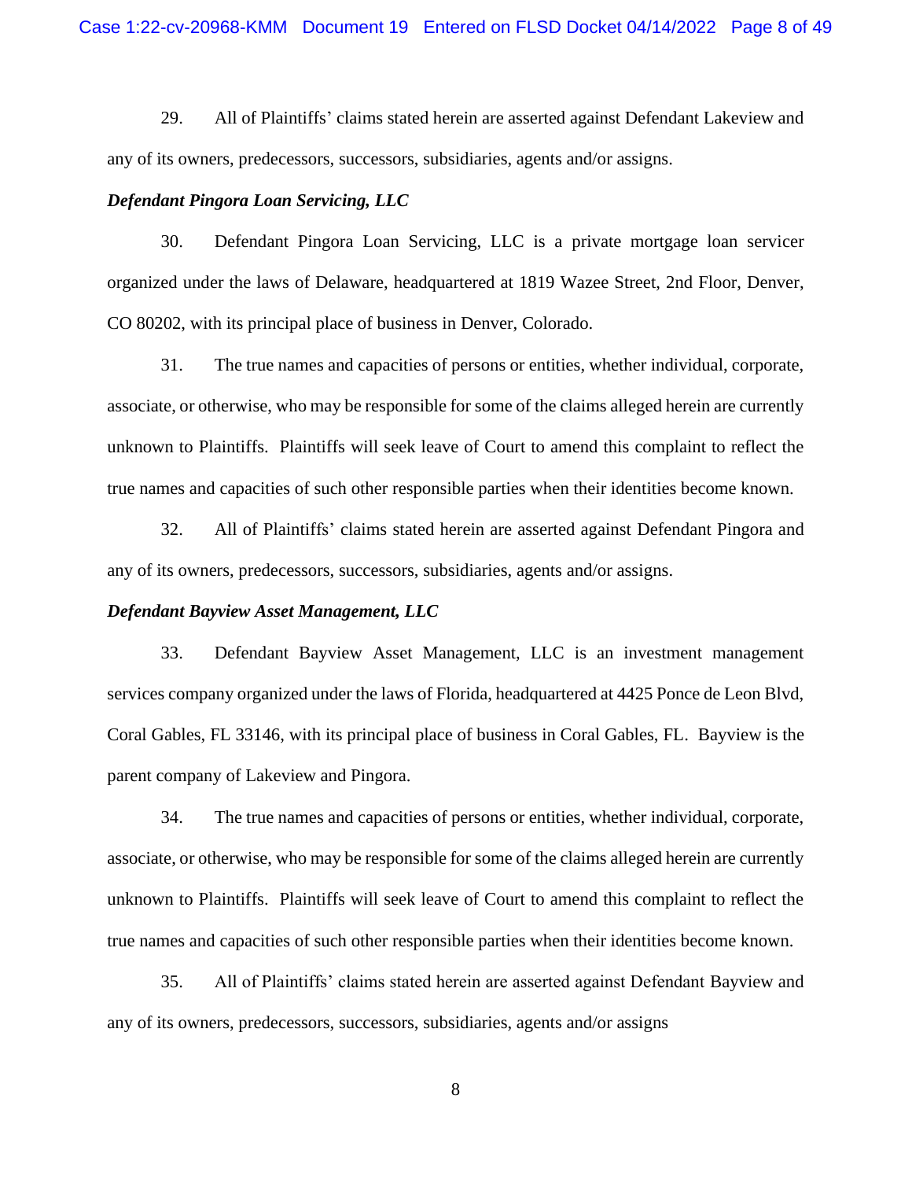29. All of Plaintiffs' claims stated herein are asserted against Defendant Lakeview and any of its owners, predecessors, successors, subsidiaries, agents and/or assigns.

***Defendant Pingora Loan Servicing, LLC***

30. Defendant Pingora Loan Servicing, LLC is a private mortgage loan servicer organized under the laws of Delaware, headquartered at 1819 Wazee Street, 2nd Floor, Denver, CO 80202, with its principal place of business in Denver, Colorado.

31. The true names and capacities of persons or entities, whether individual, corporate, associate, or otherwise, who may be responsible for some of the claims alleged herein are currently unknown to Plaintiffs. Plaintiffs will seek leave of Court to amend this complaint to reflect the true names and capacities of such other responsible parties when their identities become known.

32. All of Plaintiffs' claims stated herein are asserted against Defendant Pingora and any of its owners, predecessors, successors, subsidiaries, agents and/or assigns.

***Defendant Bayview Asset Management, LLC***

33. Defendant Bayview Asset Management, LLC is an investment management services company organized under the laws of Florida, headquartered at 4425 Ponce de Leon Blvd, Coral Gables, FL 33146, with its principal place of business in Coral Gables, FL. Bayview is the parent company of Lakeview and Pingora.

34. The true names and capacities of persons or entities, whether individual, corporate, associate, or otherwise, who may be responsible for some of the claims alleged herein are currently unknown to Plaintiffs. Plaintiffs will seek leave of Court to amend this complaint to reflect the true names and capacities of such other responsible parties when their identities become known.

35. All of Plaintiffs' claims stated herein are asserted against Defendant Bayview and any of its owners, predecessors, successors, subsidiaries, agents and/or assigns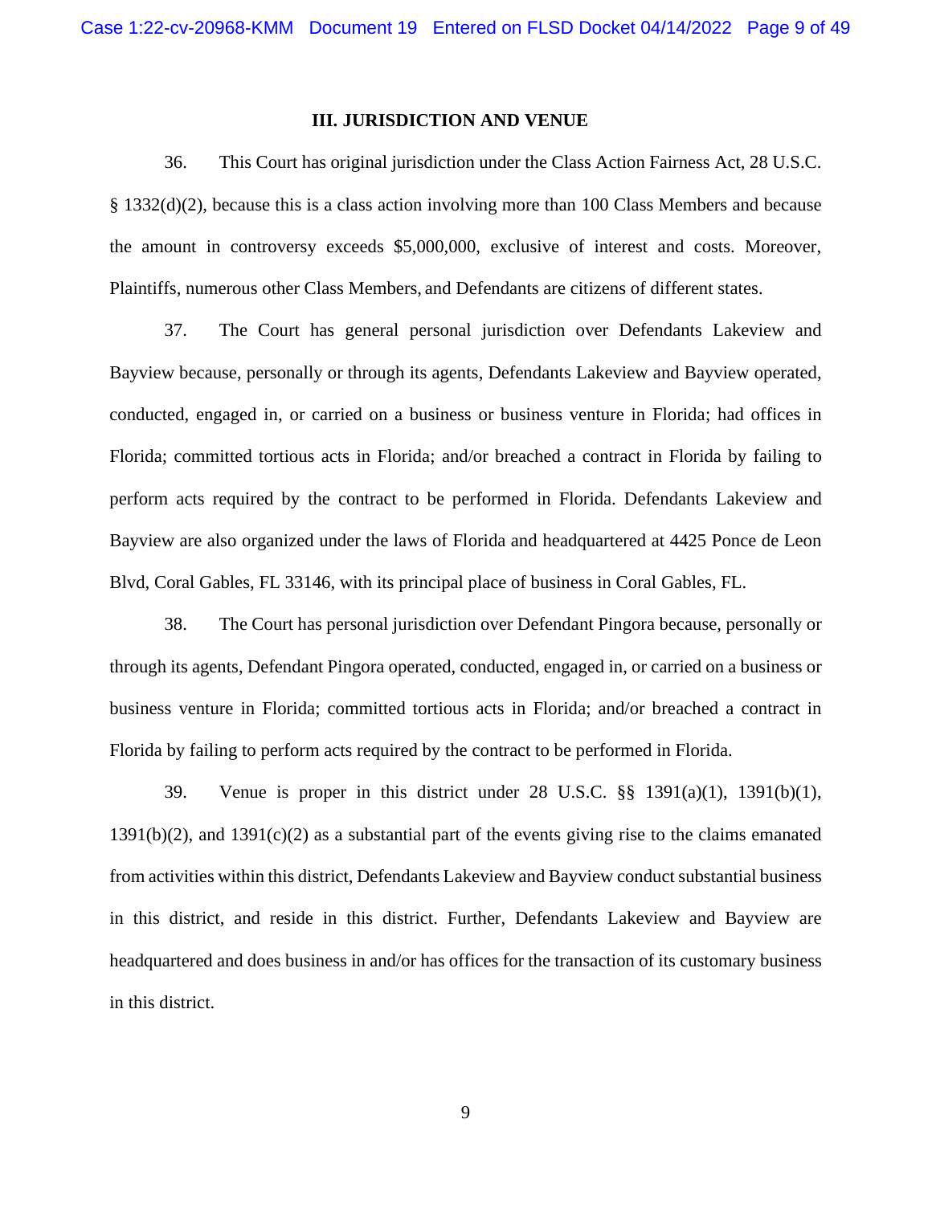### III. JURISDICTION AND VENUE

36. This Court has original jurisdiction under the Class Action Fairness Act, 28 U.S.C. § 1332(d)(2), because this is a class action involving more than 100 Class Members and because the amount in controversy exceeds $5,000,000, exclusive of interest and costs. Moreover, Plaintiffs, numerous other Class Members, and Defendants are citizens of different states.

37. The Court has general personal jurisdiction over Defendants Lakeview and Bayview because, personally or through its agents, Defendants Lakeview and Bayview operated, conducted, engaged in, or carried on a business or business venture in Florida; had offices in Florida; committed tortious acts in Florida; and/or breached a contract in Florida by failing to perform acts required by the contract to be performed in Florida. Defendants Lakeview and Bayview are also organized under the laws of Florida and headquartered at 4425 Ponce de Leon Blvd, Coral Gables, FL 33146, with its principal place of business in Coral Gables, FL.

38. The Court has personal jurisdiction over Defendant Pingora because, personally or through its agents, Defendant Pingora operated, conducted, engaged in, or carried on a business or business venture in Florida; committed tortious acts in Florida; and/or breached a contract in Florida by failing to perform acts required by the contract to be performed in Florida.

39. Venue is proper in this district under 28 U.S.C. §§ 1391(a)(1), 1391(b)(1), 1391(b)(2), and 1391(c)(2) as a substantial part of the events giving rise to the claims emanated from activities within this district, Defendants Lakeview and Bayview conduct substantial business in this district, and reside in this district. Further, Defendants Lakeview and Bayview are headquartered and does business in and/or has offices for the transaction of its customary business in this district.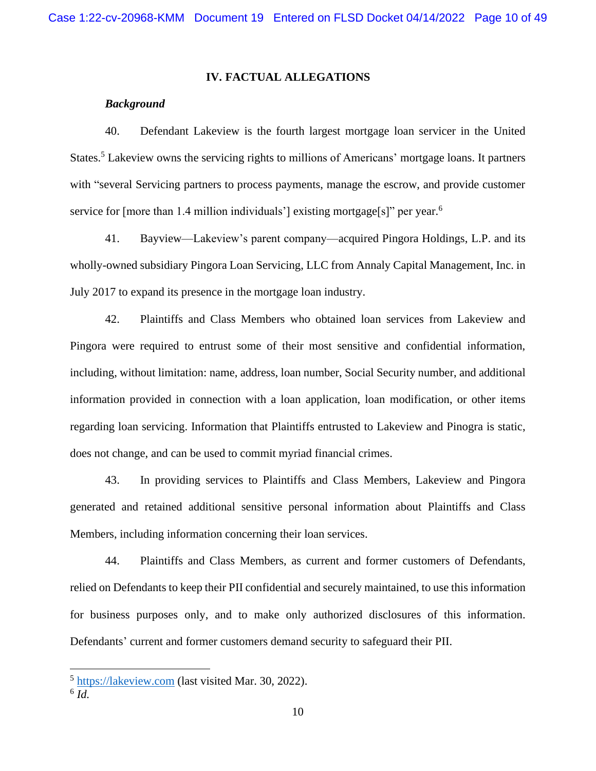## IV. FACTUAL ALLEGATIONS

***Background***

40. Defendant Lakeview is the fourth largest mortgage loan servicer in the United States.[5] Lakeview owns the servicing rights to millions of Americans' mortgage loans. It partners with "several Servicing partners to process payments, manage the escrow, and provide customer service for [more than 1.4 million individuals'] existing mortgage[s]" per year.[6]

41. Bayview—Lakeview's parent company—acquired Pingora Holdings, L.P. and its wholly-owned subsidiary Pingora Loan Servicing, LLC from Annaly Capital Management, Inc. in July 2017 to expand its presence in the mortgage loan industry.

42. Plaintiffs and Class Members who obtained loan services from Lakeview and Pingora were required to entrust some of their most sensitive and confidential information, including, without limitation: name, address, loan number, Social Security number, and additional information provided in connection with a loan application, loan modification, or other items regarding loan servicing. Information that Plaintiffs entrusted to Lakeview and Pinogra is static, does not change, and can be used to commit myriad financial crimes.

43. In providing services to Plaintiffs and Class Members, Lakeview and Pingora generated and retained additional sensitive personal information about Plaintiffs and Class Members, including information concerning their loan services.

44. Plaintiffs and Class Members, as current and former customers of Defendants, relied on Defendants to keep their PII confidential and securely maintained, to use this information for business purposes only, and to make only authorized disclosures of this information. Defendants' current and former customers demand security to safeguard their PII.

---

[5] https://lakeview.com (last visited Mar. 30, 2022).

[6] *Id.*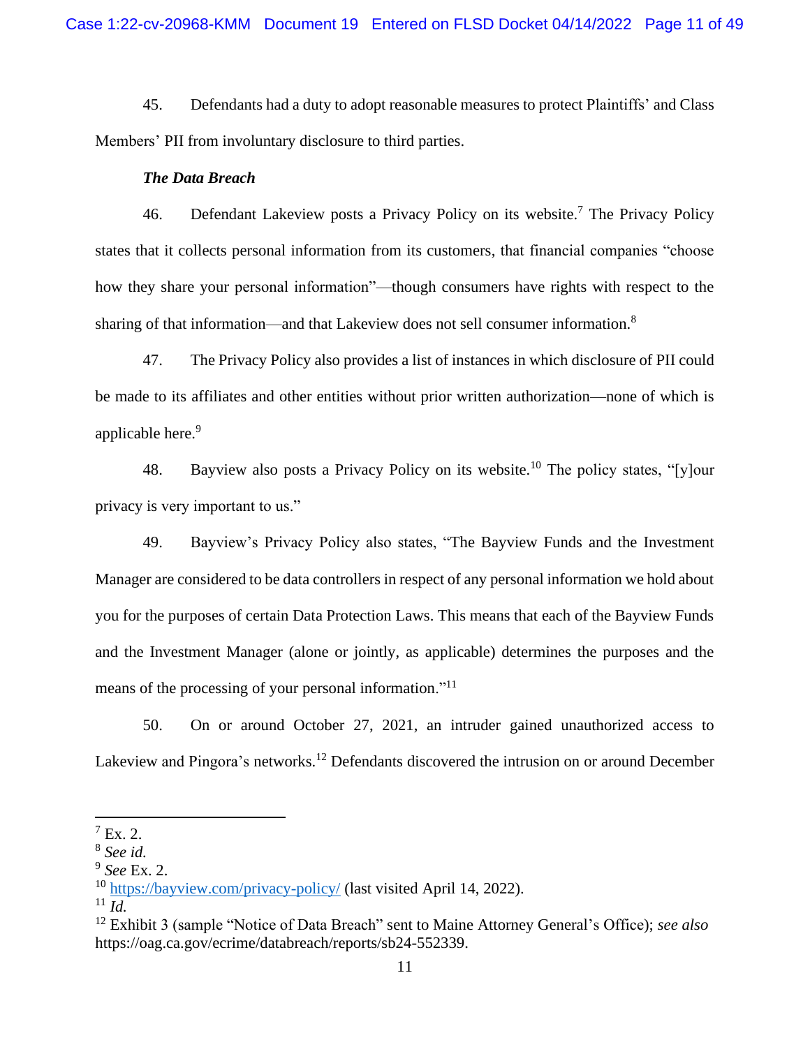45. Defendants had a duty to adopt reasonable measures to protect Plaintiffs' and Class Members' PII from involuntary disclosure to third parties.

***The Data Breach***

46. Defendant Lakeview posts a Privacy Policy on its website.[7] The Privacy Policy states that it collects personal information from its customers, that financial companies "choose how they share your personal information"—though consumers have rights with respect to the sharing of that information—and that Lakeview does not sell consumer information.[8]

47. The Privacy Policy also provides a list of instances in which disclosure of PII could be made to its affiliates and other entities without prior written authorization—none of which is applicable here.[9]

48. Bayview also posts a Privacy Policy on its website.[10] The policy states, "[y]our privacy is very important to us."

49. Bayview's Privacy Policy also states, "The Bayview Funds and the Investment Manager are considered to be data controllers in respect of any personal information we hold about you for the purposes of certain Data Protection Laws. This means that each of the Bayview Funds and the Investment Manager (alone or jointly, as applicable) determines the purposes and the means of the processing of your personal information."[11]

50. On or around October 27, 2021, an intruder gained unauthorized access to Lakeview and Pingora's networks.[12] Defendants discovered the intrusion on or around December

---

[7] Ex. 2.
[8] *See id.*
[9] *See* Ex. 2.
[10] https://bayview.com/privacy-policy/ (last visited April 14, 2022).
[11] *Id.*
[12] Exhibit 3 (sample "Notice of Data Breach" sent to Maine Attorney General's Office); *see also* https://oag.ca.gov/ecrime/databreach/reports/sb24-552339.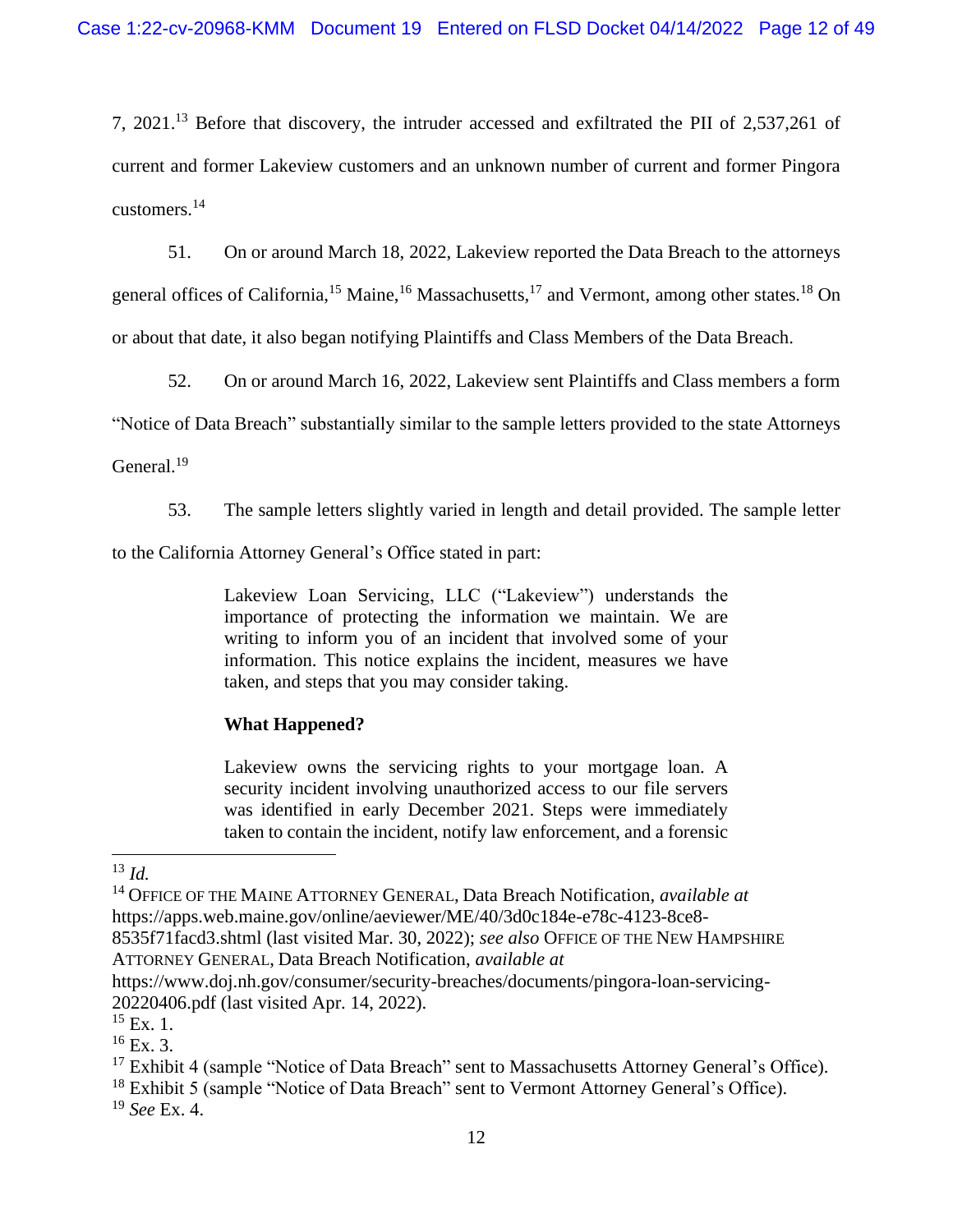7, 2021.[13] Before that discovery, the intruder accessed and exfiltrated the PII of 2,537,261 of current and former Lakeview customers and an unknown number of current and former Pingora customers.[14]

51. On or around March 18, 2022, Lakeview reported the Data Breach to the attorneys general offices of California,[15] Maine,[16] Massachusetts,[17] and Vermont, among other states.[18] On or about that date, it also began notifying Plaintiffs and Class Members of the Data Breach.

52. On or around March 16, 2022, Lakeview sent Plaintiffs and Class members a form "Notice of Data Breach" substantially similar to the sample letters provided to the state Attorneys General.[19]

53. The sample letters slightly varied in length and detail provided. The sample letter to the California Attorney General's Office stated in part:

> Lakeview Loan Servicing, LLC ("Lakeview") understands the importance of protecting the information we maintain. We are writing to inform you of an incident that involved some of your information. This notice explains the incident, measures we have taken, and steps that you may consider taking.
>
> **What Happened?**
>
> Lakeview owns the servicing rights to your mortgage loan. A security incident involving unauthorized access to our file servers was identified in early December 2021. Steps were immediately taken to contain the incident, notify law enforcement, and a forensic

---

[13] *Id.*

[14] OFFICE OF THE MAINE ATTORNEY GENERAL, Data Breach Notification, *available at* https://apps.web.maine.gov/online/aeviewer/ME/40/3d0c184e-e78c-4123-8ce8-8535f71facd3.shtml (last visited Mar. 30, 2022); *see also* OFFICE OF THE NEW HAMPSHIRE ATTORNEY GENERAL, Data Breach Notification, *available at* https://www.doj.nh.gov/consumer/security-breaches/documents/pingora-loan-servicing-20220406.pdf (last visited Apr. 14, 2022).

[15] Ex. 1.

[16] Ex. 3.

[17] Exhibit 4 (sample "Notice of Data Breach" sent to Massachusetts Attorney General's Office).

[18] Exhibit 5 (sample "Notice of Data Breach" sent to Vermont Attorney General's Office).

[19] *See* Ex. 4.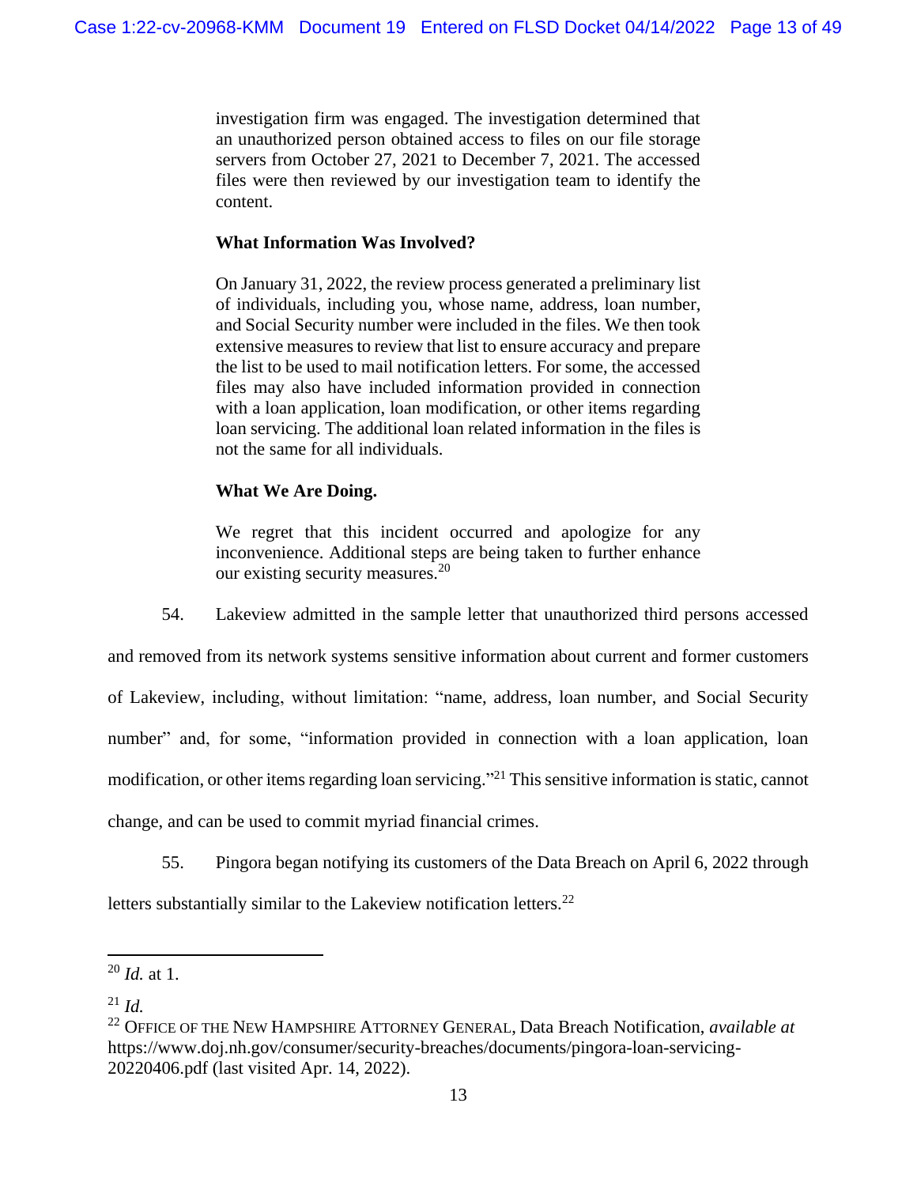> investigation firm was engaged. The investigation determined that an unauthorized person obtained access to files on our file storage servers from October 27, 2021 to December 7, 2021. The accessed files were then reviewed by our investigation team to identify the content.
>
> **What Information Was Involved?**
>
> On January 31, 2022, the review process generated a preliminary list of individuals, including you, whose name, address, loan number, and Social Security number were included in the files. We then took extensive measures to review that list to ensure accuracy and prepare the list to be used to mail notification letters. For some, the accessed files may also have included information provided in connection with a loan application, loan modification, or other items regarding loan servicing. The additional loan related information in the files is not the same for all individuals.
>
> **What We Are Doing.**
>
> We regret that this incident occurred and apologize for any inconvenience. Additional steps are being taken to further enhance our existing security measures.[20]

54. Lakeview admitted in the sample letter that unauthorized third persons accessed and removed from its network systems sensitive information about current and former customers of Lakeview, including, without limitation: "name, address, loan number, and Social Security number" and, for some, "information provided in connection with a loan application, loan modification, or other items regarding loan servicing."[21] This sensitive information is static, cannot change, and can be used to commit myriad financial crimes.

55. Pingora began notifying its customers of the Data Breach on April 6, 2022 through letters substantially similar to the Lakeview notification letters.[22]

---

[20] *Id.* at 1.

[21] *Id.*

[22] OFFICE OF THE NEW HAMPSHIRE ATTORNEY GENERAL, Data Breach Notification, *available at* https://www.doj.nh.gov/consumer/security-breaches/documents/pingora-loan-servicing-20220406.pdf (last visited Apr. 14, 2022).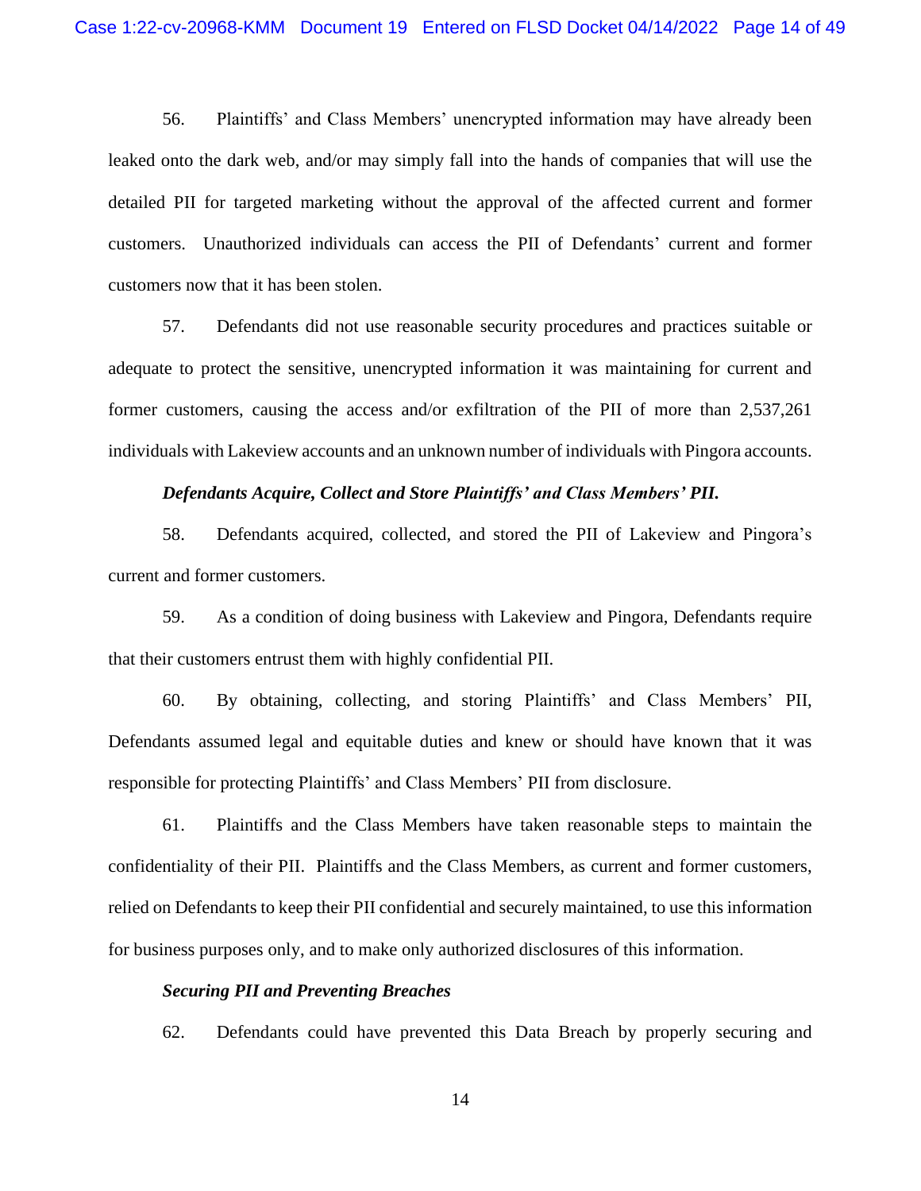56. Plaintiffs' and Class Members' unencrypted information may have already been leaked onto the dark web, and/or may simply fall into the hands of companies that will use the detailed PII for targeted marketing without the approval of the affected current and former customers. Unauthorized individuals can access the PII of Defendants' current and former customers now that it has been stolen.

57. Defendants did not use reasonable security procedures and practices suitable or adequate to protect the sensitive, unencrypted information it was maintaining for current and former customers, causing the access and/or exfiltration of the PII of more than 2,537,261 individuals with Lakeview accounts and an unknown number of individuals with Pingora accounts.

***Defendants Acquire, Collect and Store Plaintiffs' and Class Members' PII.***

58. Defendants acquired, collected, and stored the PII of Lakeview and Pingora's current and former customers.

59. As a condition of doing business with Lakeview and Pingora, Defendants require that their customers entrust them with highly confidential PII.

60. By obtaining, collecting, and storing Plaintiffs' and Class Members' PII, Defendants assumed legal and equitable duties and knew or should have known that it was responsible for protecting Plaintiffs' and Class Members' PII from disclosure.

61. Plaintiffs and the Class Members have taken reasonable steps to maintain the confidentiality of their PII. Plaintiffs and the Class Members, as current and former customers, relied on Defendants to keep their PII confidential and securely maintained, to use this information for business purposes only, and to make only authorized disclosures of this information.

***Securing PII and Preventing Breaches***

62. Defendants could have prevented this Data Breach by properly securing and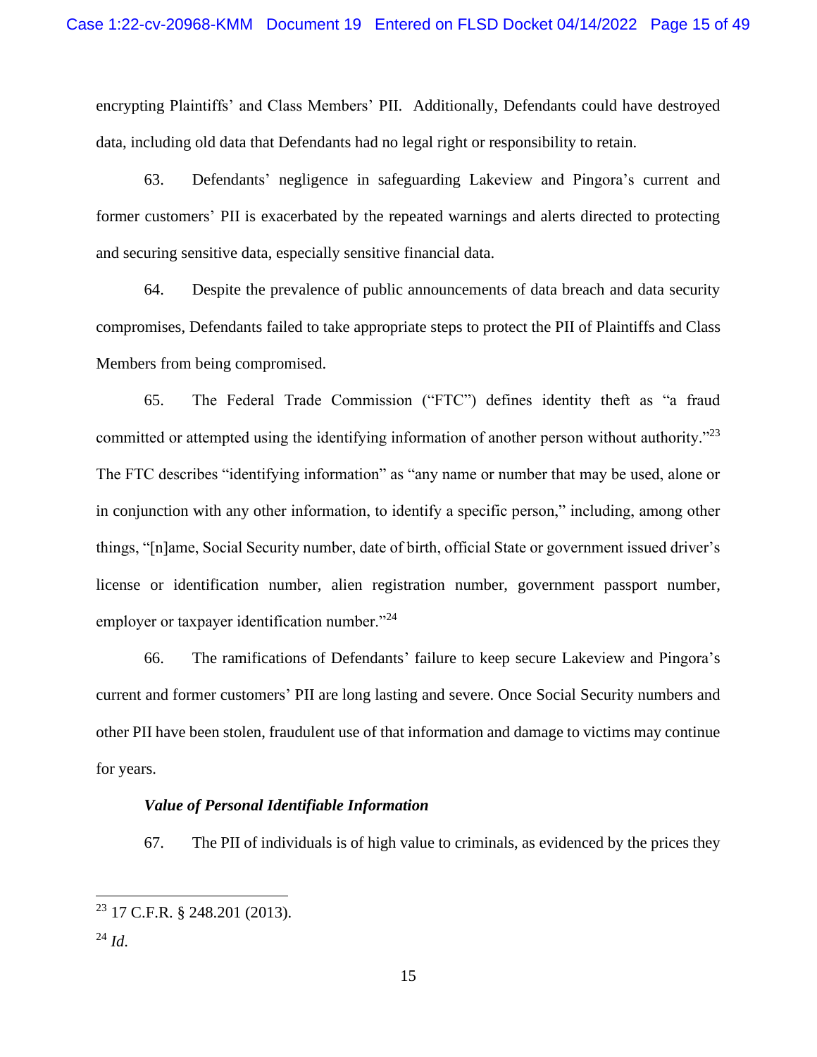encrypting Plaintiffs' and Class Members' PII. Additionally, Defendants could have destroyed data, including old data that Defendants had no legal right or responsibility to retain.

63. Defendants' negligence in safeguarding Lakeview and Pingora's current and former customers' PII is exacerbated by the repeated warnings and alerts directed to protecting and securing sensitive data, especially sensitive financial data.

64. Despite the prevalence of public announcements of data breach and data security compromises, Defendants failed to take appropriate steps to protect the PII of Plaintiffs and Class Members from being compromised.

65. The Federal Trade Commission ("FTC") defines identity theft as "a fraud committed or attempted using the identifying information of another person without authority."[23] The FTC describes "identifying information" as "any name or number that may be used, alone or in conjunction with any other information, to identify a specific person," including, among other things, "[n]ame, Social Security number, date of birth, official State or government issued driver's license or identification number, alien registration number, government passport number, employer or taxpayer identification number."[24]

66. The ramifications of Defendants' failure to keep secure Lakeview and Pingora's current and former customers' PII are long lasting and severe. Once Social Security numbers and other PII have been stolen, fraudulent use of that information and damage to victims may continue for years.

***Value of Personal Identifiable Information***

67. The PII of individuals is of high value to criminals, as evidenced by the prices they

---

[23] 17 C.F.R. § 248.201 (2013).

[24] *Id*.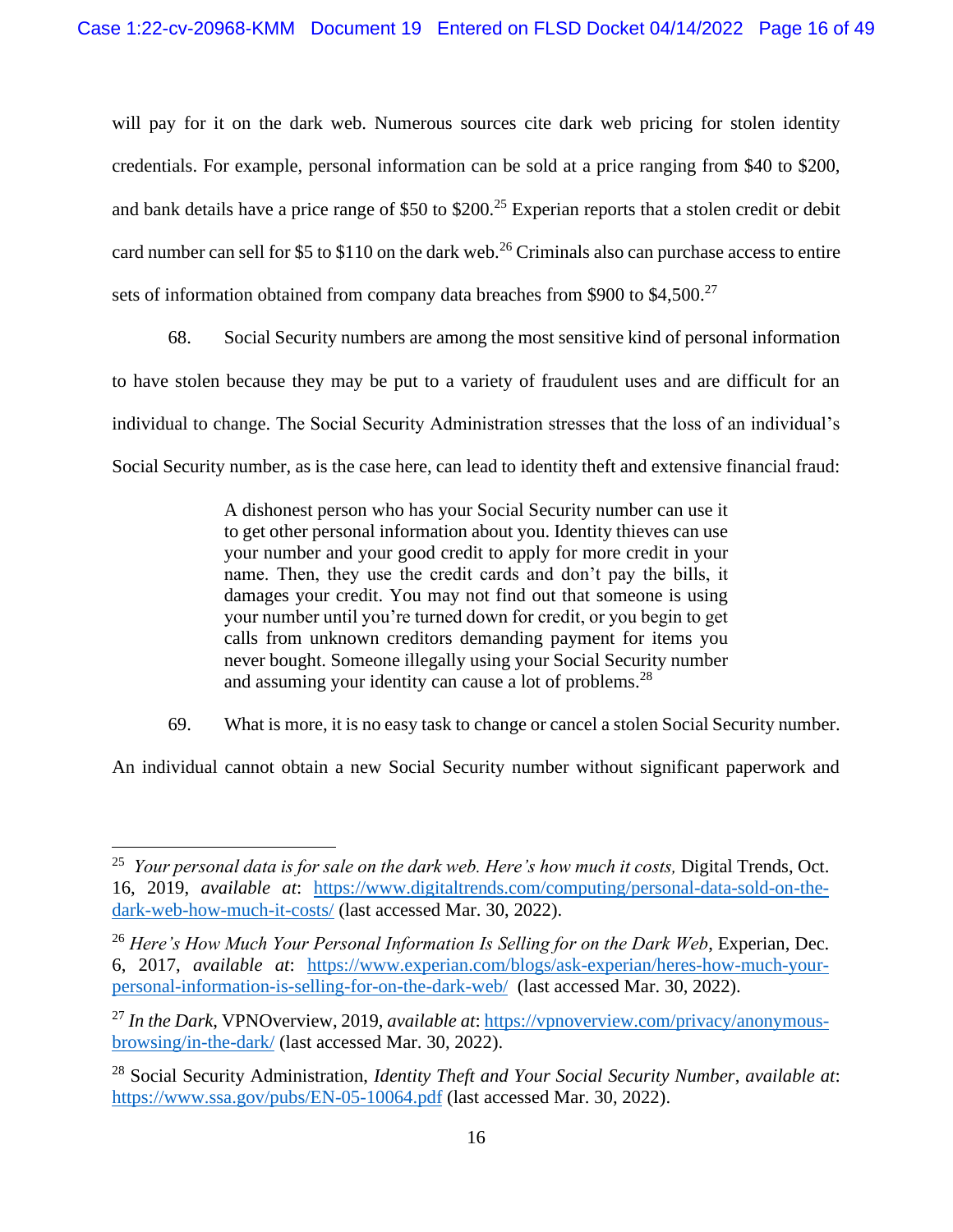will pay for it on the dark web. Numerous sources cite dark web pricing for stolen identity credentials. For example, personal information can be sold at a price ranging from $40 to $200, and bank details have a price range of $50 to $200.[25] Experian reports that a stolen credit or debit card number can sell for $5 to $110 on the dark web.[26] Criminals also can purchase access to entire sets of information obtained from company data breaches from $900 to $4,500.[27]

68. Social Security numbers are among the most sensitive kind of personal information to have stolen because they may be put to a variety of fraudulent uses and are difficult for an individual to change. The Social Security Administration stresses that the loss of an individual's Social Security number, as is the case here, can lead to identity theft and extensive financial fraud:

> A dishonest person who has your Social Security number can use it to get other personal information about you. Identity thieves can use your number and your good credit to apply for more credit in your name. Then, they use the credit cards and don't pay the bills, it damages your credit. You may not find out that someone is using your number until you're turned down for credit, or you begin to get calls from unknown creditors demanding payment for items you never bought. Someone illegally using your Social Security number and assuming your identity can cause a lot of problems.[28]

69. What is more, it is no easy task to change or cancel a stolen Social Security number. An individual cannot obtain a new Social Security number without significant paperwork and

---

[25] *Your personal data is for sale on the dark web. Here's how much it costs,* Digital Trends, Oct. 16, 2019, *available at*: https://www.digitaltrends.com/computing/personal-data-sold-on-the-dark-web-how-much-it-costs/ (last accessed Mar. 30, 2022).

[26] *Here's How Much Your Personal Information Is Selling for on the Dark Web*, Experian, Dec. 6, 2017, *available at*: https://www.experian.com/blogs/ask-experian/heres-how-much-your-personal-information-is-selling-for-on-the-dark-web/ (last accessed Mar. 30, 2022).

[27] *In the Dark,* VPNOverview, 2019, *available at*: https://vpnoverview.com/privacy/anonymous-browsing/in-the-dark/ (last accessed Mar. 30, 2022).

[28] Social Security Administration, *Identity Theft and Your Social Security Number*, *available at*: https://www.ssa.gov/pubs/EN-05-10064.pdf (last accessed Mar. 30, 2022).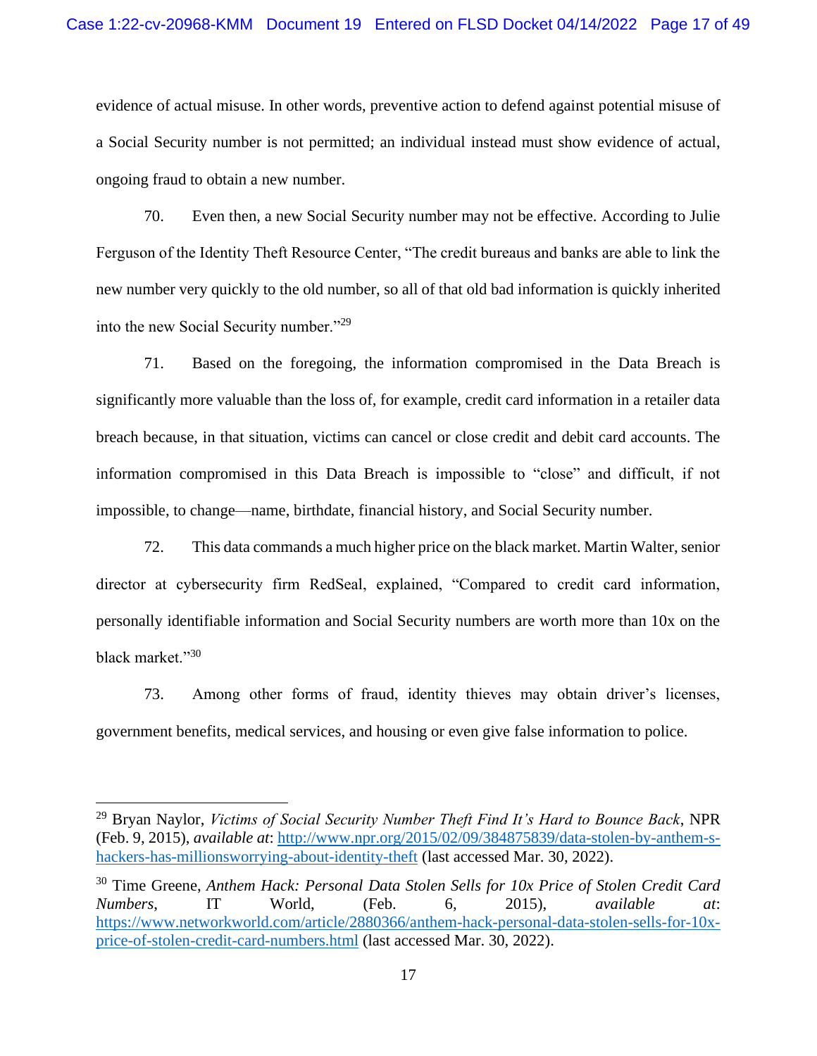evidence of actual misuse. In other words, preventive action to defend against potential misuse of a Social Security number is not permitted; an individual instead must show evidence of actual, ongoing fraud to obtain a new number.

70. Even then, a new Social Security number may not be effective. According to Julie Ferguson of the Identity Theft Resource Center, "The credit bureaus and banks are able to link the new number very quickly to the old number, so all of that old bad information is quickly inherited into the new Social Security number."[29]

71. Based on the foregoing, the information compromised in the Data Breach is significantly more valuable than the loss of, for example, credit card information in a retailer data breach because, in that situation, victims can cancel or close credit and debit card accounts. The information compromised in this Data Breach is impossible to "close" and difficult, if not impossible, to change—name, birthdate, financial history, and Social Security number.

72. This data commands a much higher price on the black market. Martin Walter, senior director at cybersecurity firm RedSeal, explained, "Compared to credit card information, personally identifiable information and Social Security numbers are worth more than 10x on the black market."[30]

73. Among other forms of fraud, identity thieves may obtain driver's licenses, government benefits, medical services, and housing or even give false information to police.

---

[29] Bryan Naylor, *Victims of Social Security Number Theft Find It's Hard to Bounce Back*, NPR (Feb. 9, 2015), *available at*: http://www.npr.org/2015/02/09/384875839/data-stolen-by-anthem-s-hackers-has-millionsworrying-about-identity-theft (last accessed Mar. 30, 2022).

[30] Time Greene, *Anthem Hack: Personal Data Stolen Sells for 10x Price of Stolen Credit Card Numbers*, IT World, (Feb. 6, 2015), *available at*: https://www.networkworld.com/article/2880366/anthem-hack-personal-data-stolen-sells-for-10x-price-of-stolen-credit-card-numbers.html (last accessed Mar. 30, 2022).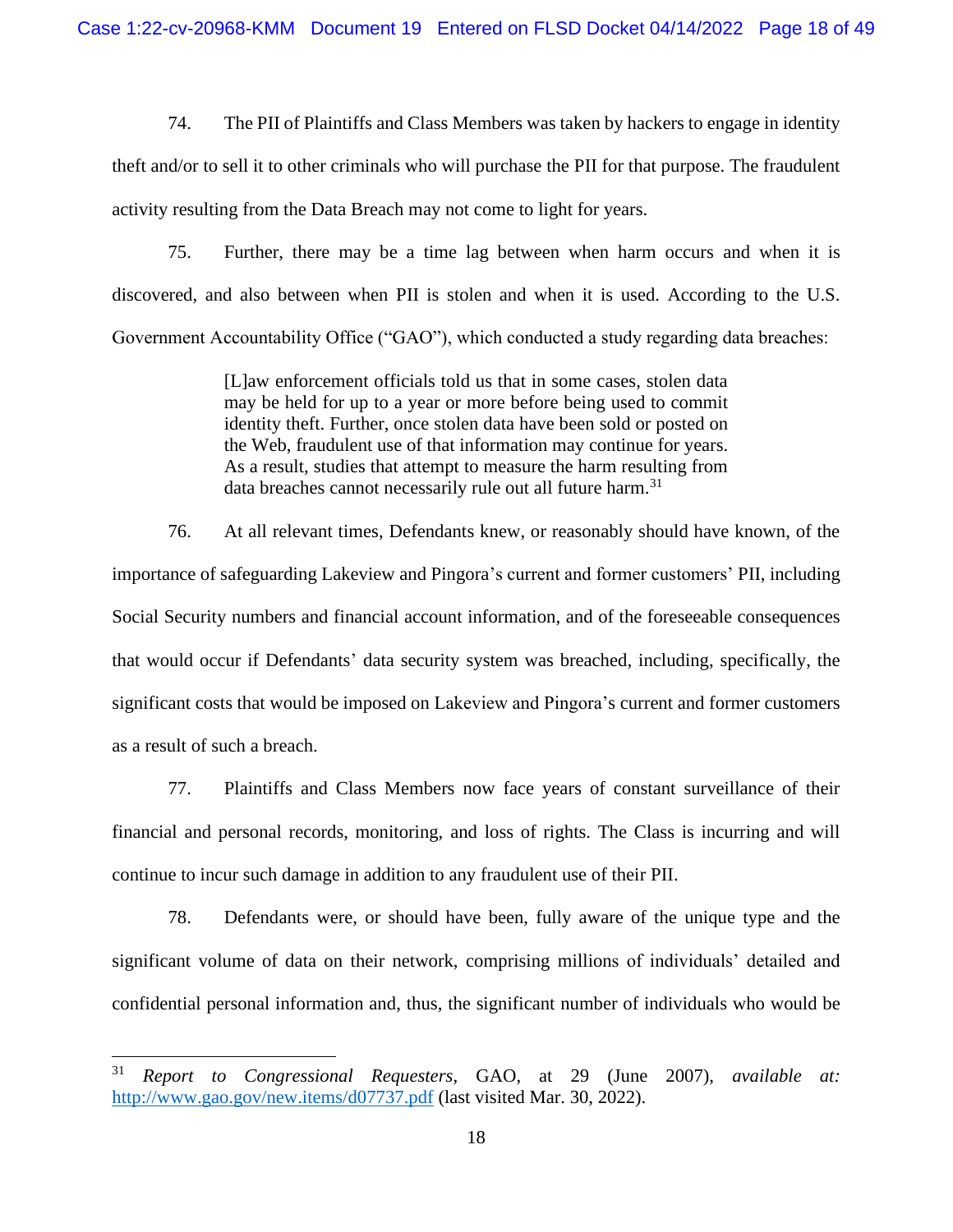74. The PII of Plaintiffs and Class Members was taken by hackers to engage in identity theft and/or to sell it to other criminals who will purchase the PII for that purpose. The fraudulent activity resulting from the Data Breach may not come to light for years.

75. Further, there may be a time lag between when harm occurs and when it is discovered, and also between when PII is stolen and when it is used. According to the U.S. Government Accountability Office ("GAO"), which conducted a study regarding data breaches:

> [L]aw enforcement officials told us that in some cases, stolen data may be held for up to a year or more before being used to commit identity theft. Further, once stolen data have been sold or posted on the Web, fraudulent use of that information may continue for years. As a result, studies that attempt to measure the harm resulting from data breaches cannot necessarily rule out all future harm.[31]

76. At all relevant times, Defendants knew, or reasonably should have known, of the importance of safeguarding Lakeview and Pingora's current and former customers' PII, including Social Security numbers and financial account information, and of the foreseeable consequences that would occur if Defendants' data security system was breached, including, specifically, the significant costs that would be imposed on Lakeview and Pingora's current and former customers as a result of such a breach.

77. Plaintiffs and Class Members now face years of constant surveillance of their financial and personal records, monitoring, and loss of rights. The Class is incurring and will continue to incur such damage in addition to any fraudulent use of their PII.

78. Defendants were, or should have been, fully aware of the unique type and the significant volume of data on their network, comprising millions of individuals' detailed and confidential personal information and, thus, the significant number of individuals who would be

---

[31] *Report to Congressional Requesters*, GAO, at 29 (June 2007), *available at:* http://www.gao.gov/new.items/d07737.pdf (last visited Mar. 30, 2022).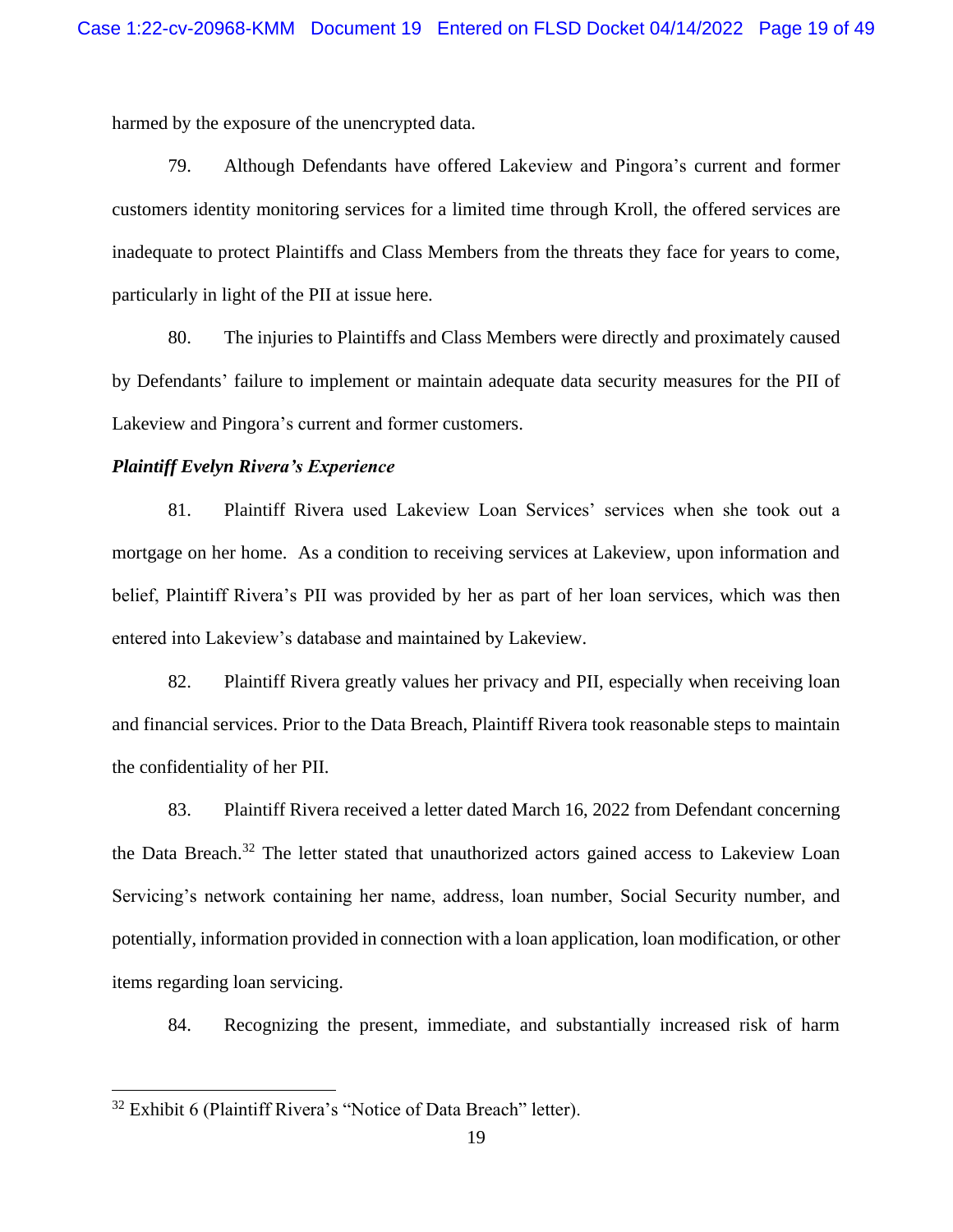harmed by the exposure of the unencrypted data.

79. Although Defendants have offered Lakeview and Pingora's current and former customers identity monitoring services for a limited time through Kroll, the offered services are inadequate to protect Plaintiffs and Class Members from the threats they face for years to come, particularly in light of the PII at issue here.

80. The injuries to Plaintiffs and Class Members were directly and proximately caused by Defendants' failure to implement or maintain adequate data security measures for the PII of Lakeview and Pingora's current and former customers.

***Plaintiff Evelyn Rivera's Experience***

81. Plaintiff Rivera used Lakeview Loan Services' services when she took out a mortgage on her home. As a condition to receiving services at Lakeview, upon information and belief, Plaintiff Rivera's PII was provided by her as part of her loan services, which was then entered into Lakeview's database and maintained by Lakeview.

82. Plaintiff Rivera greatly values her privacy and PII, especially when receiving loan and financial services. Prior to the Data Breach, Plaintiff Rivera took reasonable steps to maintain the confidentiality of her PII.

83. Plaintiff Rivera received a letter dated March 16, 2022 from Defendant concerning the Data Breach.[32] The letter stated that unauthorized actors gained access to Lakeview Loan Servicing's network containing her name, address, loan number, Social Security number, and potentially, information provided in connection with a loan application, loan modification, or other items regarding loan servicing.

84. Recognizing the present, immediate, and substantially increased risk of harm

[32] Exhibit 6 (Plaintiff Rivera's "Notice of Data Breach" letter).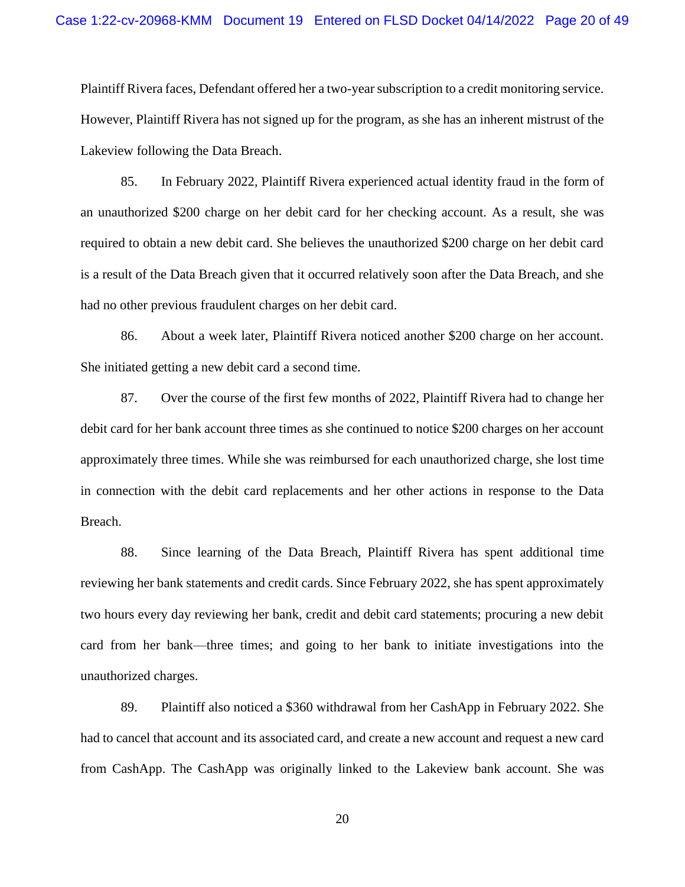Plaintiff Rivera faces, Defendant offered her a two-year subscription to a credit monitoring service. However, Plaintiff Rivera has not signed up for the program, as she has an inherent mistrust of the Lakeview following the Data Breach.

85. In February 2022, Plaintiff Rivera experienced actual identity fraud in the form of an unauthorized $200 charge on her debit card for her checking account. As a result, she was required to obtain a new debit card. She believes the unauthorized $200 charge on her debit card is a result of the Data Breach given that it occurred relatively soon after the Data Breach, and she had no other previous fraudulent charges on her debit card.

86. About a week later, Plaintiff Rivera noticed another $200 charge on her account. She initiated getting a new debit card a second time.

87. Over the course of the first few months of 2022, Plaintiff Rivera had to change her debit card for her bank account three times as she continued to notice $200 charges on her account approximately three times. While she was reimbursed for each unauthorized charge, she lost time in connection with the debit card replacements and her other actions in response to the Data Breach.

88. Since learning of the Data Breach, Plaintiff Rivera has spent additional time reviewing her bank statements and credit cards. Since February 2022, she has spent approximately two hours every day reviewing her bank, credit and debit card statements; procuring a new debit card from her bank—three times; and going to her bank to initiate investigations into the unauthorized charges.

89. Plaintiff also noticed a $360 withdrawal from her CashApp in February 2022. She had to cancel that account and its associated card, and create a new account and request a new card from CashApp. The CashApp was originally linked to the Lakeview bank account. She was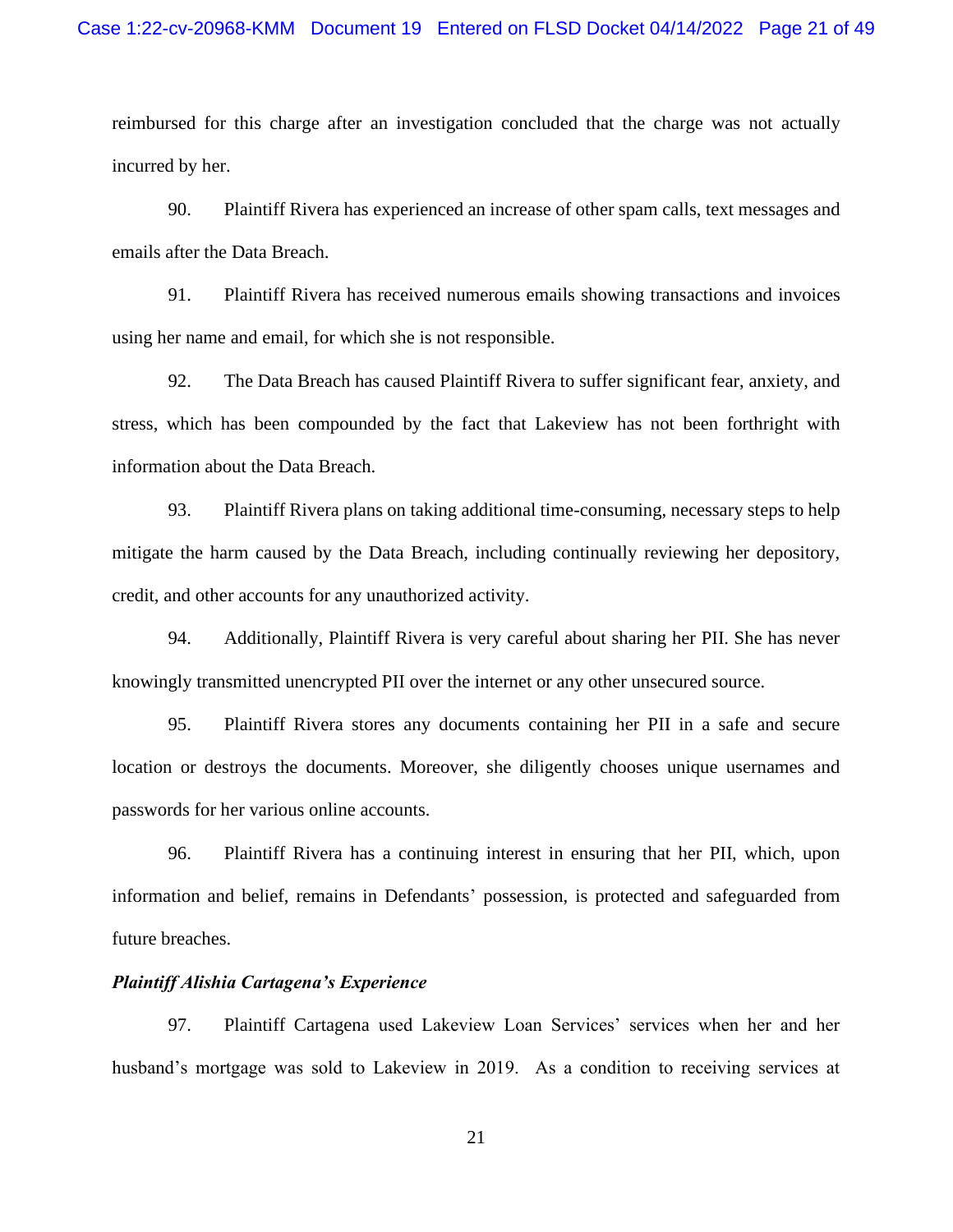reimbursed for this charge after an investigation concluded that the charge was not actually incurred by her.

90. Plaintiff Rivera has experienced an increase of other spam calls, text messages and emails after the Data Breach.

91. Plaintiff Rivera has received numerous emails showing transactions and invoices using her name and email, for which she is not responsible.

92. The Data Breach has caused Plaintiff Rivera to suffer significant fear, anxiety, and stress, which has been compounded by the fact that Lakeview has not been forthright with information about the Data Breach.

93. Plaintiff Rivera plans on taking additional time-consuming, necessary steps to help mitigate the harm caused by the Data Breach, including continually reviewing her depository, credit, and other accounts for any unauthorized activity.

94. Additionally, Plaintiff Rivera is very careful about sharing her PII. She has never knowingly transmitted unencrypted PII over the internet or any other unsecured source.

95. Plaintiff Rivera stores any documents containing her PII in a safe and secure location or destroys the documents. Moreover, she diligently chooses unique usernames and passwords for her various online accounts.

96. Plaintiff Rivera has a continuing interest in ensuring that her PII, which, upon information and belief, remains in Defendants' possession, is protected and safeguarded from future breaches.

***Plaintiff Alishia Cartagena's Experience***

97. Plaintiff Cartagena used Lakeview Loan Services' services when her and her husband's mortgage was sold to Lakeview in 2019. As a condition to receiving services at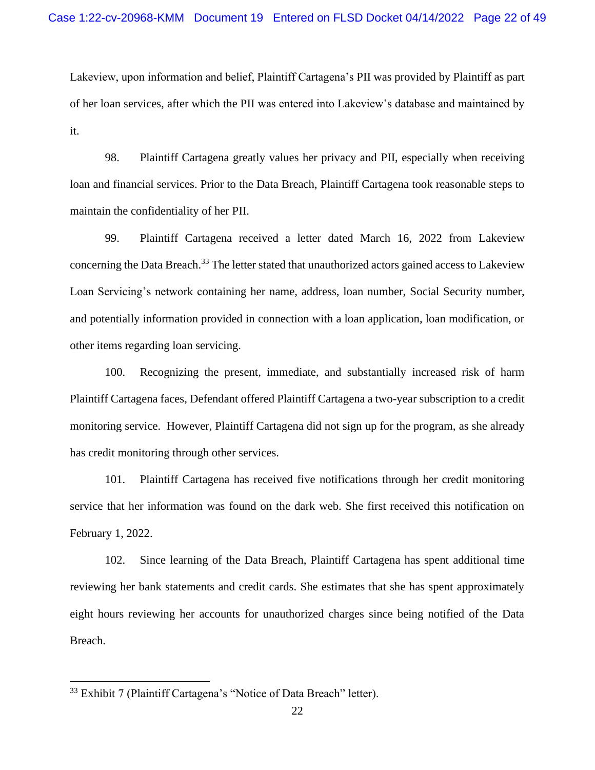Lakeview, upon information and belief, Plaintiff Cartagena's PII was provided by Plaintiff as part of her loan services, after which the PII was entered into Lakeview's database and maintained by it.

98. Plaintiff Cartagena greatly values her privacy and PII, especially when receiving loan and financial services. Prior to the Data Breach, Plaintiff Cartagena took reasonable steps to maintain the confidentiality of her PII.

99. Plaintiff Cartagena received a letter dated March 16, 2022 from Lakeview concerning the Data Breach.[33] The letter stated that unauthorized actors gained access to Lakeview Loan Servicing's network containing her name, address, loan number, Social Security number, and potentially information provided in connection with a loan application, loan modification, or other items regarding loan servicing.

100. Recognizing the present, immediate, and substantially increased risk of harm Plaintiff Cartagena faces, Defendant offered Plaintiff Cartagena a two-year subscription to a credit monitoring service. However, Plaintiff Cartagena did not sign up for the program, as she already has credit monitoring through other services.

101. Plaintiff Cartagena has received five notifications through her credit monitoring service that her information was found on the dark web. She first received this notification on February 1, 2022.

102. Since learning of the Data Breach, Plaintiff Cartagena has spent additional time reviewing her bank statements and credit cards. She estimates that she has spent approximately eight hours reviewing her accounts for unauthorized charges since being notified of the Data Breach.

---

[33] Exhibit 7 (Plaintiff Cartagena's "Notice of Data Breach" letter).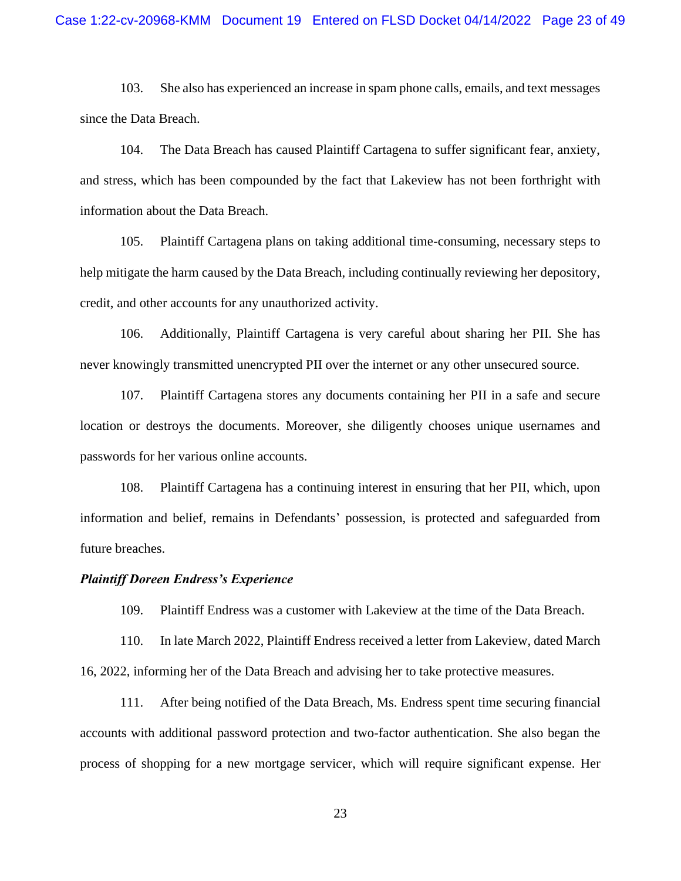103. She also has experienced an increase in spam phone calls, emails, and text messages since the Data Breach.

104. The Data Breach has caused Plaintiff Cartagena to suffer significant fear, anxiety, and stress, which has been compounded by the fact that Lakeview has not been forthright with information about the Data Breach.

105. Plaintiff Cartagena plans on taking additional time-consuming, necessary steps to help mitigate the harm caused by the Data Breach, including continually reviewing her depository, credit, and other accounts for any unauthorized activity.

106. Additionally, Plaintiff Cartagena is very careful about sharing her PII. She has never knowingly transmitted unencrypted PII over the internet or any other unsecured source.

107. Plaintiff Cartagena stores any documents containing her PII in a safe and secure location or destroys the documents. Moreover, she diligently chooses unique usernames and passwords for her various online accounts.

108. Plaintiff Cartagena has a continuing interest in ensuring that her PII, which, upon information and belief, remains in Defendants' possession, is protected and safeguarded from future breaches.

***Plaintiff Doreen Endress's Experience***

109. Plaintiff Endress was a customer with Lakeview at the time of the Data Breach.

110. In late March 2022, Plaintiff Endress received a letter from Lakeview, dated March 16, 2022, informing her of the Data Breach and advising her to take protective measures.

111. After being notified of the Data Breach, Ms. Endress spent time securing financial accounts with additional password protection and two-factor authentication. She also began the process of shopping for a new mortgage servicer, which will require significant expense. Her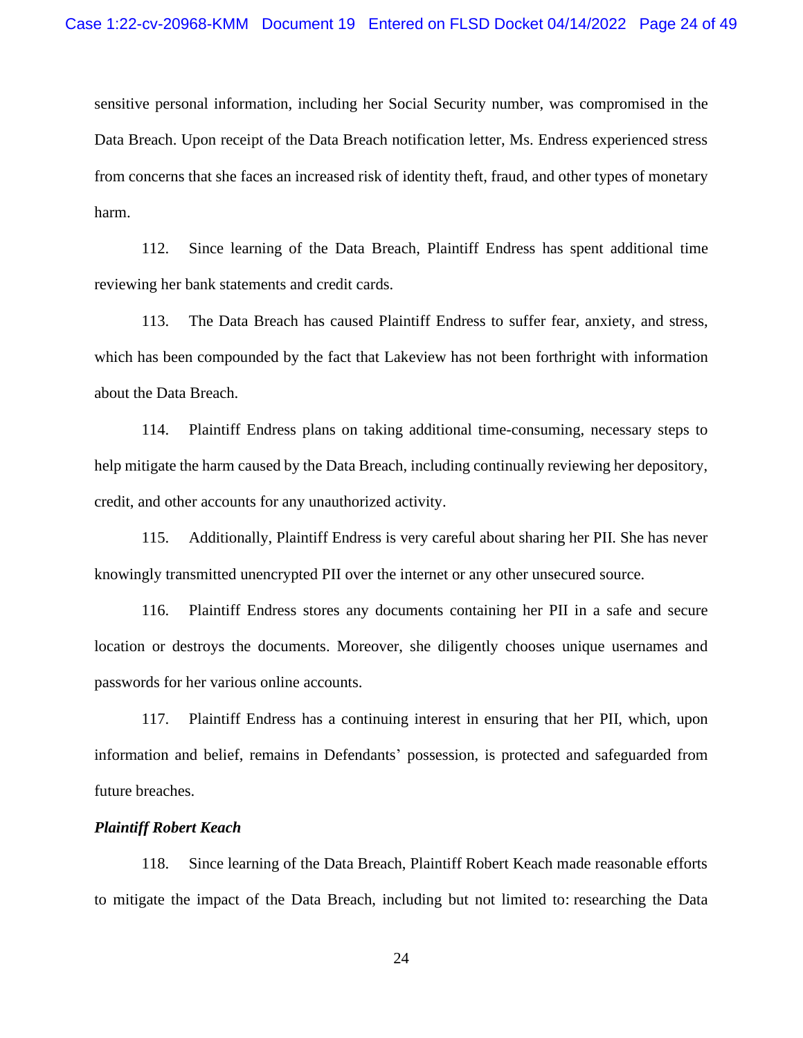sensitive personal information, including her Social Security number, was compromised in the Data Breach. Upon receipt of the Data Breach notification letter, Ms. Endress experienced stress from concerns that she faces an increased risk of identity theft, fraud, and other types of monetary harm.

112. Since learning of the Data Breach, Plaintiff Endress has spent additional time reviewing her bank statements and credit cards.

113. The Data Breach has caused Plaintiff Endress to suffer fear, anxiety, and stress, which has been compounded by the fact that Lakeview has not been forthright with information about the Data Breach.

114. Plaintiff Endress plans on taking additional time-consuming, necessary steps to help mitigate the harm caused by the Data Breach, including continually reviewing her depository, credit, and other accounts for any unauthorized activity.

115. Additionally, Plaintiff Endress is very careful about sharing her PII. She has never knowingly transmitted unencrypted PII over the internet or any other unsecured source.

116. Plaintiff Endress stores any documents containing her PII in a safe and secure location or destroys the documents. Moreover, she diligently chooses unique usernames and passwords for her various online accounts.

117. Plaintiff Endress has a continuing interest in ensuring that her PII, which, upon information and belief, remains in Defendants' possession, is protected and safeguarded from future breaches.

***Plaintiff Robert Keach***

118. Since learning of the Data Breach, Plaintiff Robert Keach made reasonable efforts to mitigate the impact of the Data Breach, including but not limited to: researching the Data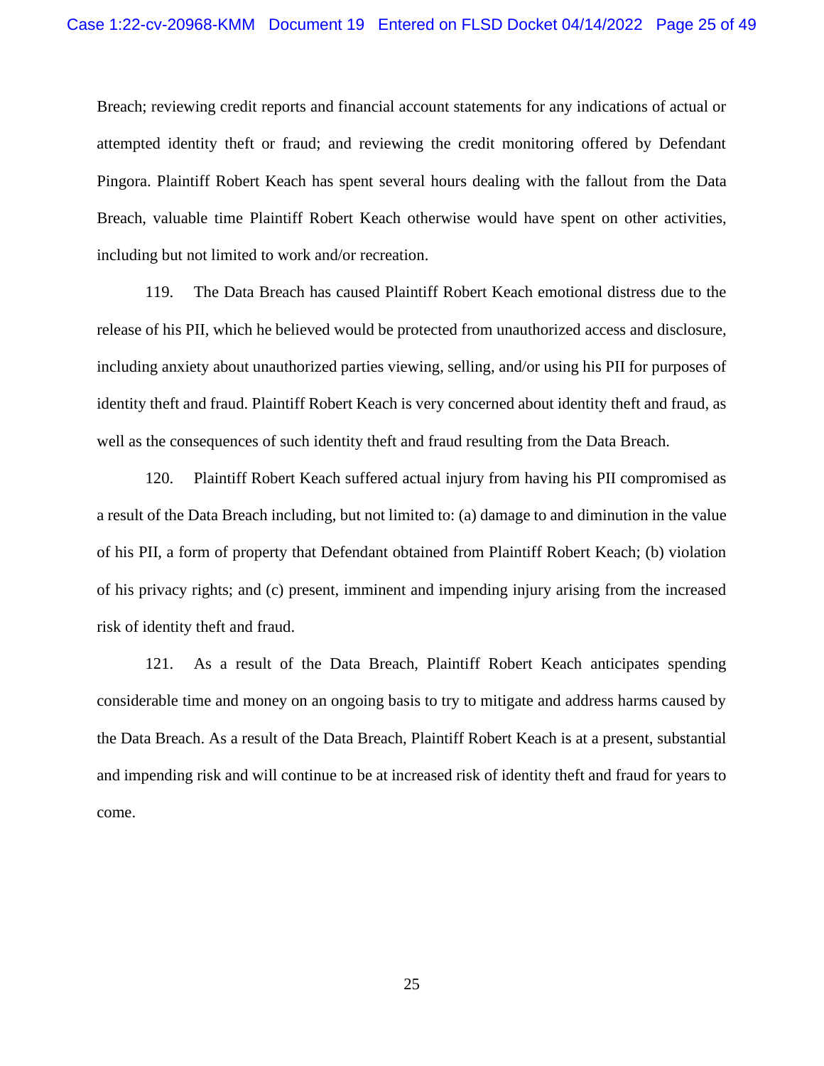Breach; reviewing credit reports and financial account statements for any indications of actual or attempted identity theft or fraud; and reviewing the credit monitoring offered by Defendant Pingora. Plaintiff Robert Keach has spent several hours dealing with the fallout from the Data Breach, valuable time Plaintiff Robert Keach otherwise would have spent on other activities, including but not limited to work and/or recreation.

119. The Data Breach has caused Plaintiff Robert Keach emotional distress due to the release of his PII, which he believed would be protected from unauthorized access and disclosure, including anxiety about unauthorized parties viewing, selling, and/or using his PII for purposes of identity theft and fraud. Plaintiff Robert Keach is very concerned about identity theft and fraud, as well as the consequences of such identity theft and fraud resulting from the Data Breach.

120. Plaintiff Robert Keach suffered actual injury from having his PII compromised as a result of the Data Breach including, but not limited to: (a) damage to and diminution in the value of his PII, a form of property that Defendant obtained from Plaintiff Robert Keach; (b) violation of his privacy rights; and (c) present, imminent and impending injury arising from the increased risk of identity theft and fraud.

121. As a result of the Data Breach, Plaintiff Robert Keach anticipates spending considerable time and money on an ongoing basis to try to mitigate and address harms caused by the Data Breach. As a result of the Data Breach, Plaintiff Robert Keach is at a present, substantial and impending risk and will continue to be at increased risk of identity theft and fraud for years to come.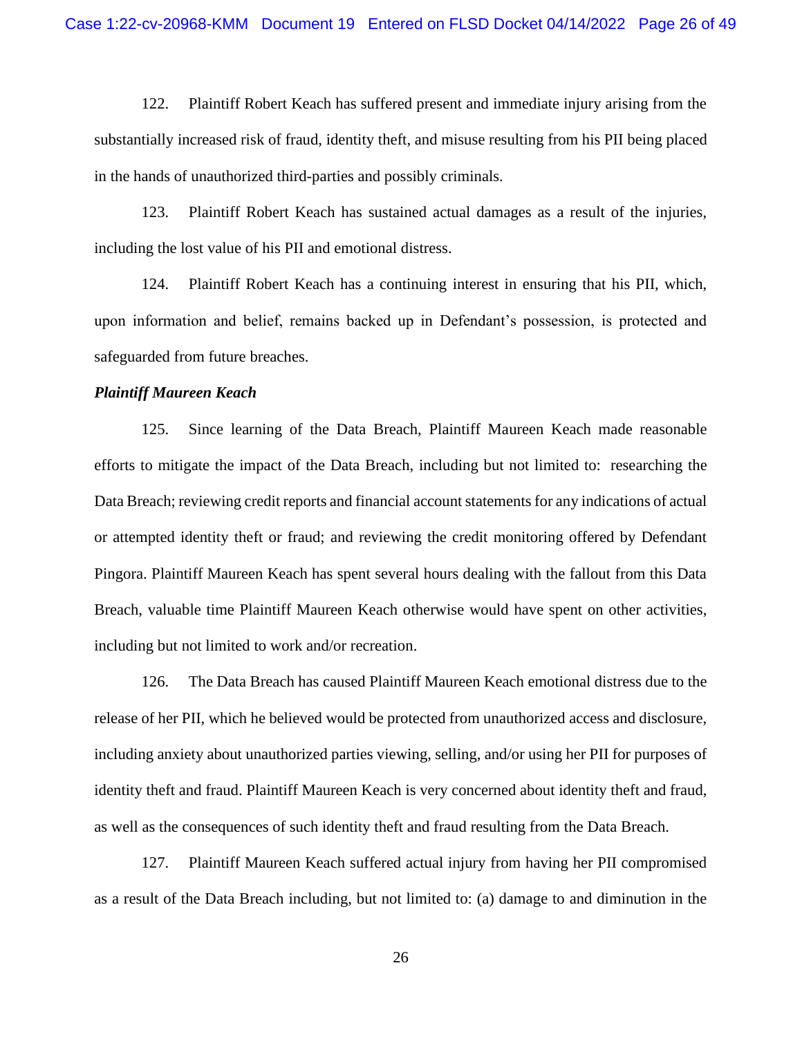122. Plaintiff Robert Keach has suffered present and immediate injury arising from the substantially increased risk of fraud, identity theft, and misuse resulting from his PII being placed in the hands of unauthorized third-parties and possibly criminals.

123. Plaintiff Robert Keach has sustained actual damages as a result of the injuries, including the lost value of his PII and emotional distress.

124. Plaintiff Robert Keach has a continuing interest in ensuring that his PII, which, upon information and belief, remains backed up in Defendant's possession, is protected and safeguarded from future breaches.

***Plaintiff Maureen Keach***

125. Since learning of the Data Breach, Plaintiff Maureen Keach made reasonable efforts to mitigate the impact of the Data Breach, including but not limited to: researching the Data Breach; reviewing credit reports and financial account statements for any indications of actual or attempted identity theft or fraud; and reviewing the credit monitoring offered by Defendant Pingora. Plaintiff Maureen Keach has spent several hours dealing with the fallout from this Data Breach, valuable time Plaintiff Maureen Keach otherwise would have spent on other activities, including but not limited to work and/or recreation.

126. The Data Breach has caused Plaintiff Maureen Keach emotional distress due to the release of her PII, which he believed would be protected from unauthorized access and disclosure, including anxiety about unauthorized parties viewing, selling, and/or using her PII for purposes of identity theft and fraud. Plaintiff Maureen Keach is very concerned about identity theft and fraud, as well as the consequences of such identity theft and fraud resulting from the Data Breach.

127. Plaintiff Maureen Keach suffered actual injury from having her PII compromised as a result of the Data Breach including, but not limited to: (a) damage to and diminution in the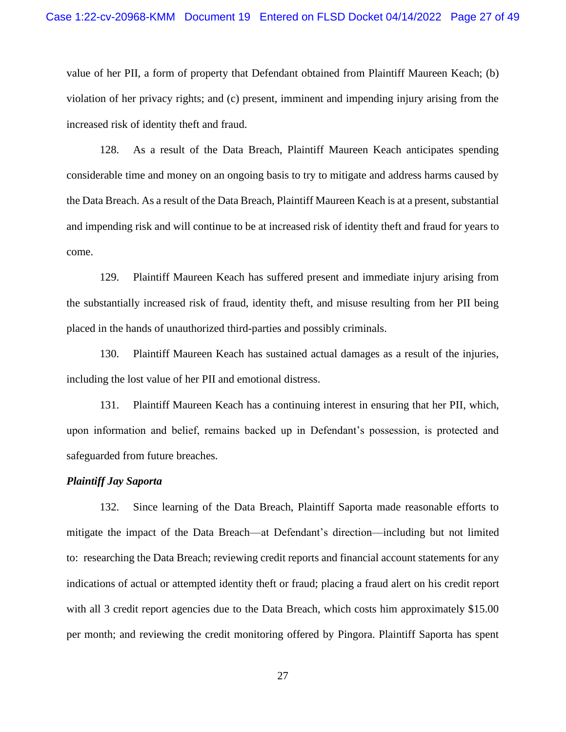value of her PII, a form of property that Defendant obtained from Plaintiff Maureen Keach; (b) violation of her privacy rights; and (c) present, imminent and impending injury arising from the increased risk of identity theft and fraud.

128. As a result of the Data Breach, Plaintiff Maureen Keach anticipates spending considerable time and money on an ongoing basis to try to mitigate and address harms caused by the Data Breach. As a result of the Data Breach, Plaintiff Maureen Keach is at a present, substantial and impending risk and will continue to be at increased risk of identity theft and fraud for years to come.

129. Plaintiff Maureen Keach has suffered present and immediate injury arising from the substantially increased risk of fraud, identity theft, and misuse resulting from her PII being placed in the hands of unauthorized third-parties and possibly criminals.

130. Plaintiff Maureen Keach has sustained actual damages as a result of the injuries, including the lost value of her PII and emotional distress.

131. Plaintiff Maureen Keach has a continuing interest in ensuring that her PII, which, upon information and belief, remains backed up in Defendant's possession, is protected and safeguarded from future breaches.

***Plaintiff Jay Saporta***

132. Since learning of the Data Breach, Plaintiff Saporta made reasonable efforts to mitigate the impact of the Data Breach—at Defendant's direction—including but not limited to: researching the Data Breach; reviewing credit reports and financial account statements for any indications of actual or attempted identity theft or fraud; placing a fraud alert on his credit report with all 3 credit report agencies due to the Data Breach, which costs him approximately $15.00 per month; and reviewing the credit monitoring offered by Pingora. Plaintiff Saporta has spent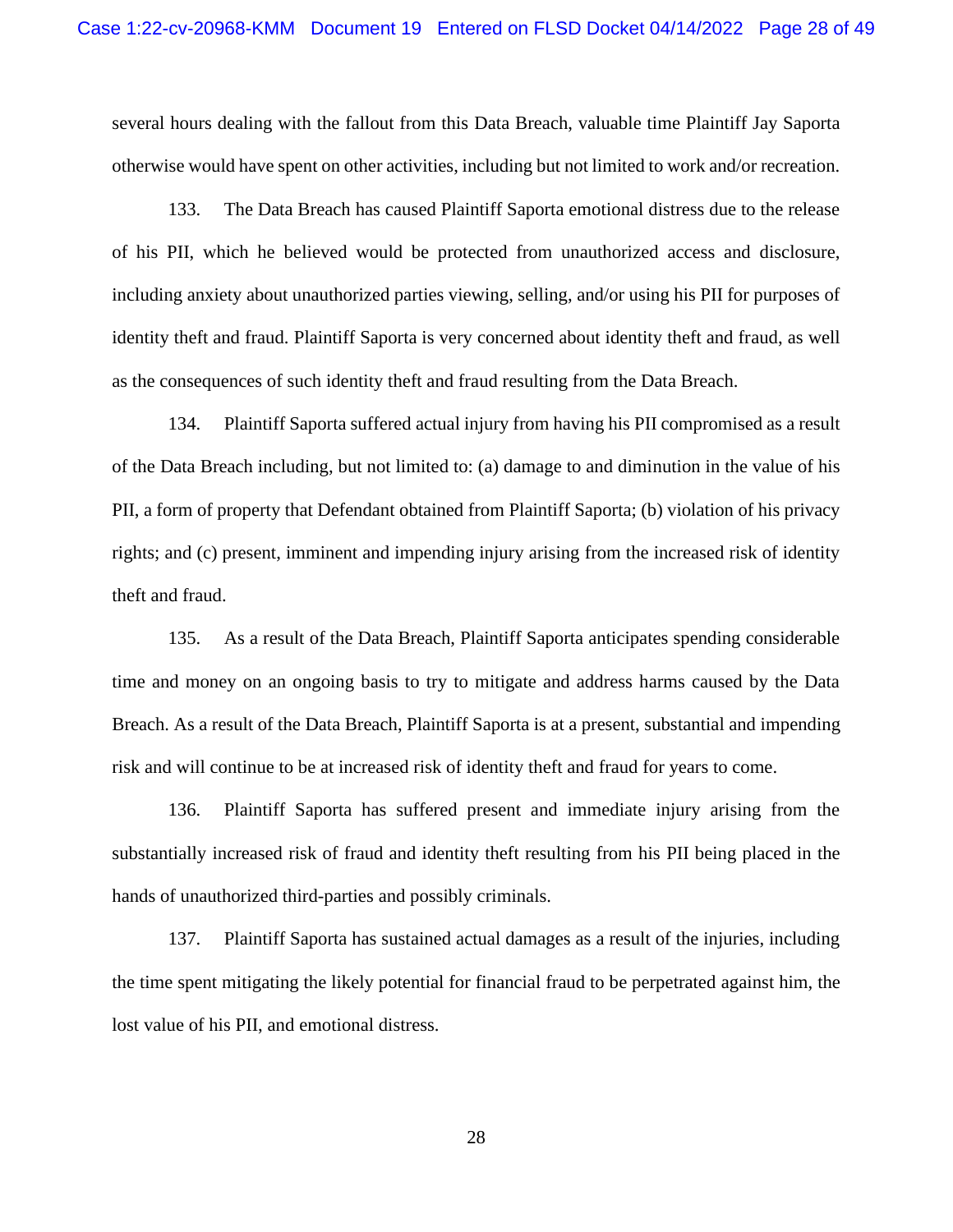several hours dealing with the fallout from this Data Breach, valuable time Plaintiff Jay Saporta otherwise would have spent on other activities, including but not limited to work and/or recreation.

133. The Data Breach has caused Plaintiff Saporta emotional distress due to the release of his PII, which he believed would be protected from unauthorized access and disclosure, including anxiety about unauthorized parties viewing, selling, and/or using his PII for purposes of identity theft and fraud. Plaintiff Saporta is very concerned about identity theft and fraud, as well as the consequences of such identity theft and fraud resulting from the Data Breach.

134. Plaintiff Saporta suffered actual injury from having his PII compromised as a result of the Data Breach including, but not limited to: (a) damage to and diminution in the value of his PII, a form of property that Defendant obtained from Plaintiff Saporta; (b) violation of his privacy rights; and (c) present, imminent and impending injury arising from the increased risk of identity theft and fraud.

135. As a result of the Data Breach, Plaintiff Saporta anticipates spending considerable time and money on an ongoing basis to try to mitigate and address harms caused by the Data Breach. As a result of the Data Breach, Plaintiff Saporta is at a present, substantial and impending risk and will continue to be at increased risk of identity theft and fraud for years to come.

136. Plaintiff Saporta has suffered present and immediate injury arising from the substantially increased risk of fraud and identity theft resulting from his PII being placed in the hands of unauthorized third-parties and possibly criminals.

137. Plaintiff Saporta has sustained actual damages as a result of the injuries, including the time spent mitigating the likely potential for financial fraud to be perpetrated against him, the lost value of his PII, and emotional distress.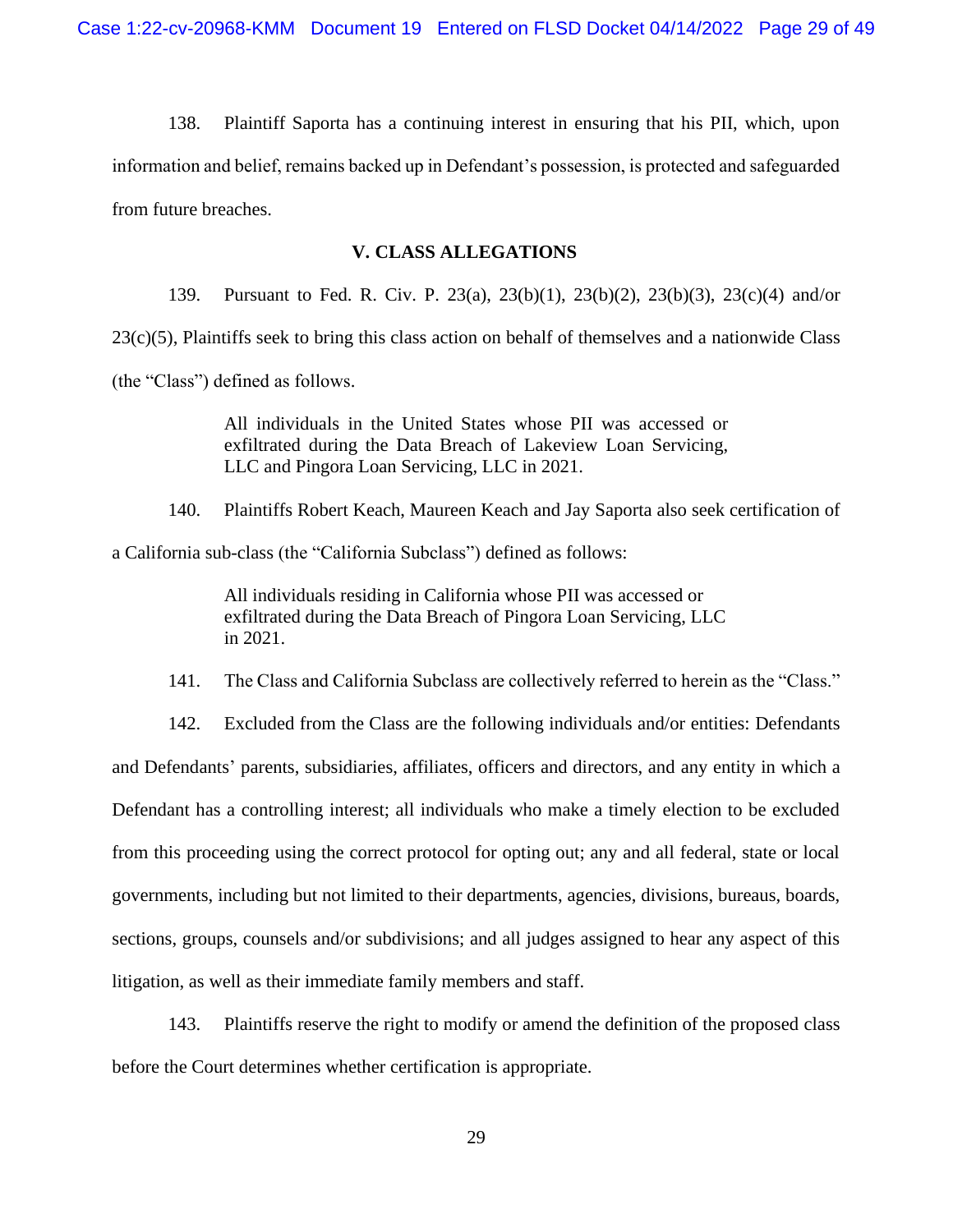138. Plaintiff Saporta has a continuing interest in ensuring that his PII, which, upon information and belief, remains backed up in Defendant's possession, is protected and safeguarded from future breaches.

## V. CLASS ALLEGATIONS

139. Pursuant to Fed. R. Civ. P. 23(a), 23(b)(1), 23(b)(2), 23(b)(3), 23(c)(4) and/or 23(c)(5), Plaintiffs seek to bring this class action on behalf of themselves and a nationwide Class (the "Class") defined as follows.

> All individuals in the United States whose PII was accessed or exfiltrated during the Data Breach of Lakeview Loan Servicing, LLC and Pingora Loan Servicing, LLC in 2021.

140. Plaintiffs Robert Keach, Maureen Keach and Jay Saporta also seek certification of a California sub-class (the "California Subclass") defined as follows:

> All individuals residing in California whose PII was accessed or exfiltrated during the Data Breach of Pingora Loan Servicing, LLC in 2021.

141. The Class and California Subclass are collectively referred to herein as the "Class."

142. Excluded from the Class are the following individuals and/or entities: Defendants and Defendants' parents, subsidiaries, affiliates, officers and directors, and any entity in which a Defendant has a controlling interest; all individuals who make a timely election to be excluded from this proceeding using the correct protocol for opting out; any and all federal, state or local governments, including but not limited to their departments, agencies, divisions, bureaus, boards, sections, groups, counsels and/or subdivisions; and all judges assigned to hear any aspect of this litigation, as well as their immediate family members and staff.

143. Plaintiffs reserve the right to modify or amend the definition of the proposed class before the Court determines whether certification is appropriate.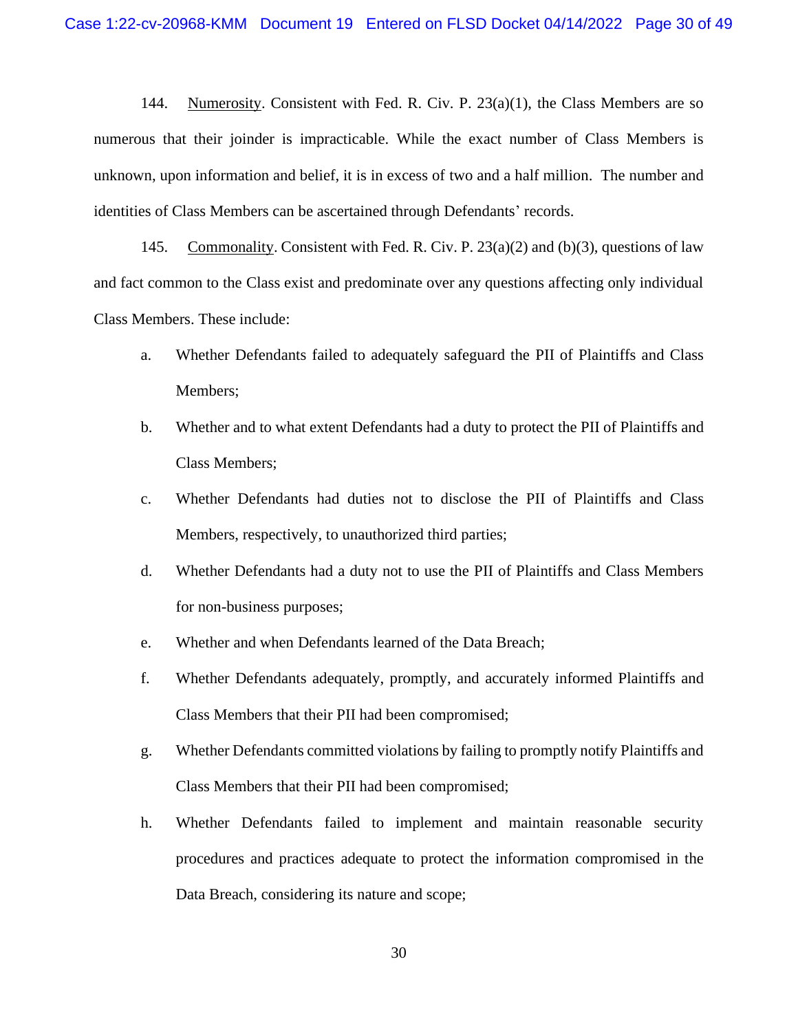144. Numerosity. Consistent with Fed. R. Civ. P. 23(a)(1), the Class Members are so numerous that their joinder is impracticable. While the exact number of Class Members is unknown, upon information and belief, it is in excess of two and a half million. The number and identities of Class Members can be ascertained through Defendants' records.

145. Commonality. Consistent with Fed. R. Civ. P. 23(a)(2) and (b)(3), questions of law and fact common to the Class exist and predominate over any questions affecting only individual Class Members. These include:

a. Whether Defendants failed to adequately safeguard the PII of Plaintiffs and Class Members;

b. Whether and to what extent Defendants had a duty to protect the PII of Plaintiffs and Class Members;

c. Whether Defendants had duties not to disclose the PII of Plaintiffs and Class Members, respectively, to unauthorized third parties;

d. Whether Defendants had a duty not to use the PII of Plaintiffs and Class Members for non-business purposes;

e. Whether and when Defendants learned of the Data Breach;

f. Whether Defendants adequately, promptly, and accurately informed Plaintiffs and Class Members that their PII had been compromised;

g. Whether Defendants committed violations by failing to promptly notify Plaintiffs and Class Members that their PII had been compromised;

h. Whether Defendants failed to implement and maintain reasonable security procedures and practices adequate to protect the information compromised in the Data Breach, considering its nature and scope;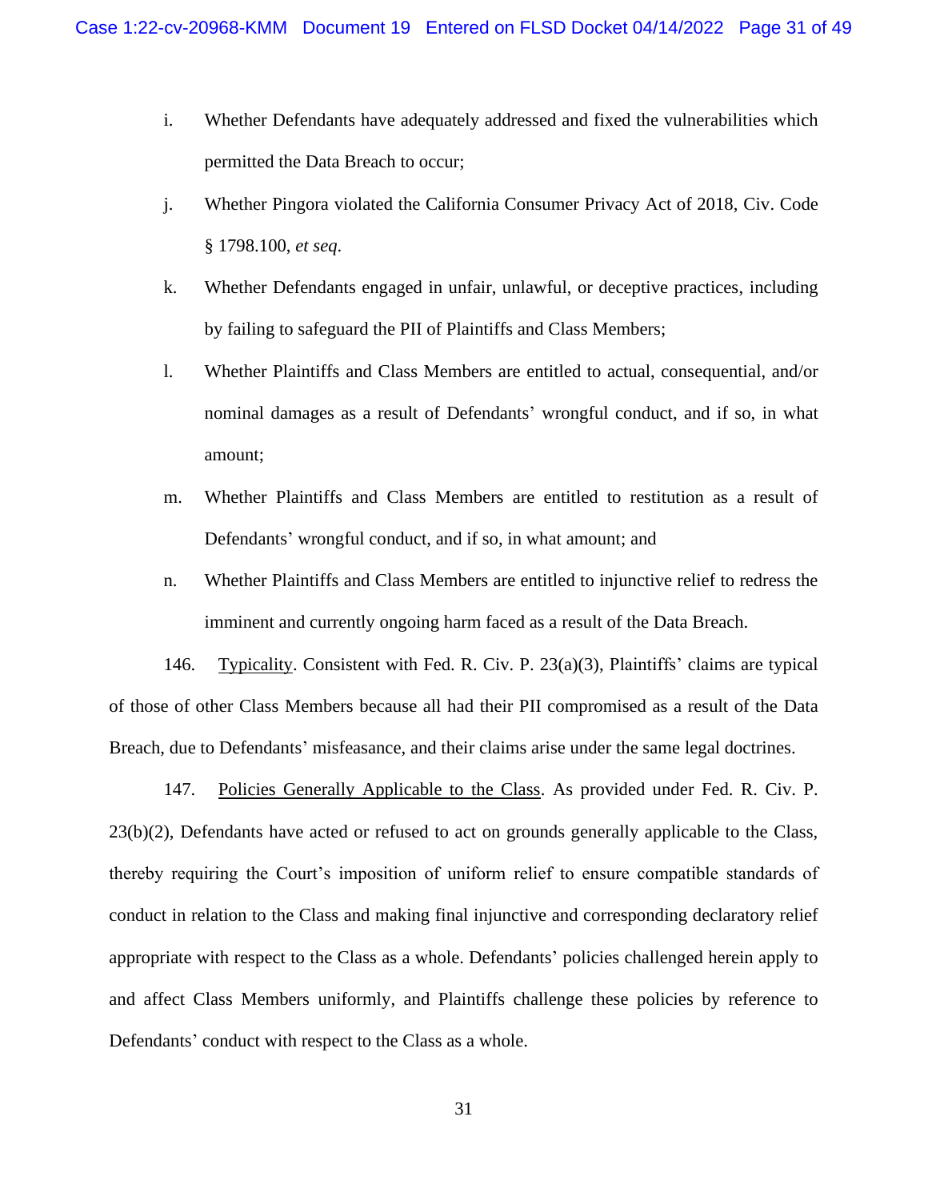i. Whether Defendants have adequately addressed and fixed the vulnerabilities which permitted the Data Breach to occur;

j. Whether Pingora violated the California Consumer Privacy Act of 2018, Civ. Code § 1798.100, *et seq*.

k. Whether Defendants engaged in unfair, unlawful, or deceptive practices, including by failing to safeguard the PII of Plaintiffs and Class Members;

l. Whether Plaintiffs and Class Members are entitled to actual, consequential, and/or nominal damages as a result of Defendants' wrongful conduct, and if so, in what amount;

m. Whether Plaintiffs and Class Members are entitled to restitution as a result of Defendants' wrongful conduct, and if so, in what amount; and

n. Whether Plaintiffs and Class Members are entitled to injunctive relief to redress the imminent and currently ongoing harm faced as a result of the Data Breach.

146. Typicality. Consistent with Fed. R. Civ. P. 23(a)(3), Plaintiffs' claims are typical of those of other Class Members because all had their PII compromised as a result of the Data Breach, due to Defendants' misfeasance, and their claims arise under the same legal doctrines.

147. Policies Generally Applicable to the Class. As provided under Fed. R. Civ. P. 23(b)(2), Defendants have acted or refused to act on grounds generally applicable to the Class, thereby requiring the Court's imposition of uniform relief to ensure compatible standards of conduct in relation to the Class and making final injunctive and corresponding declaratory relief appropriate with respect to the Class as a whole. Defendants' policies challenged herein apply to and affect Class Members uniformly, and Plaintiffs challenge these policies by reference to Defendants' conduct with respect to the Class as a whole.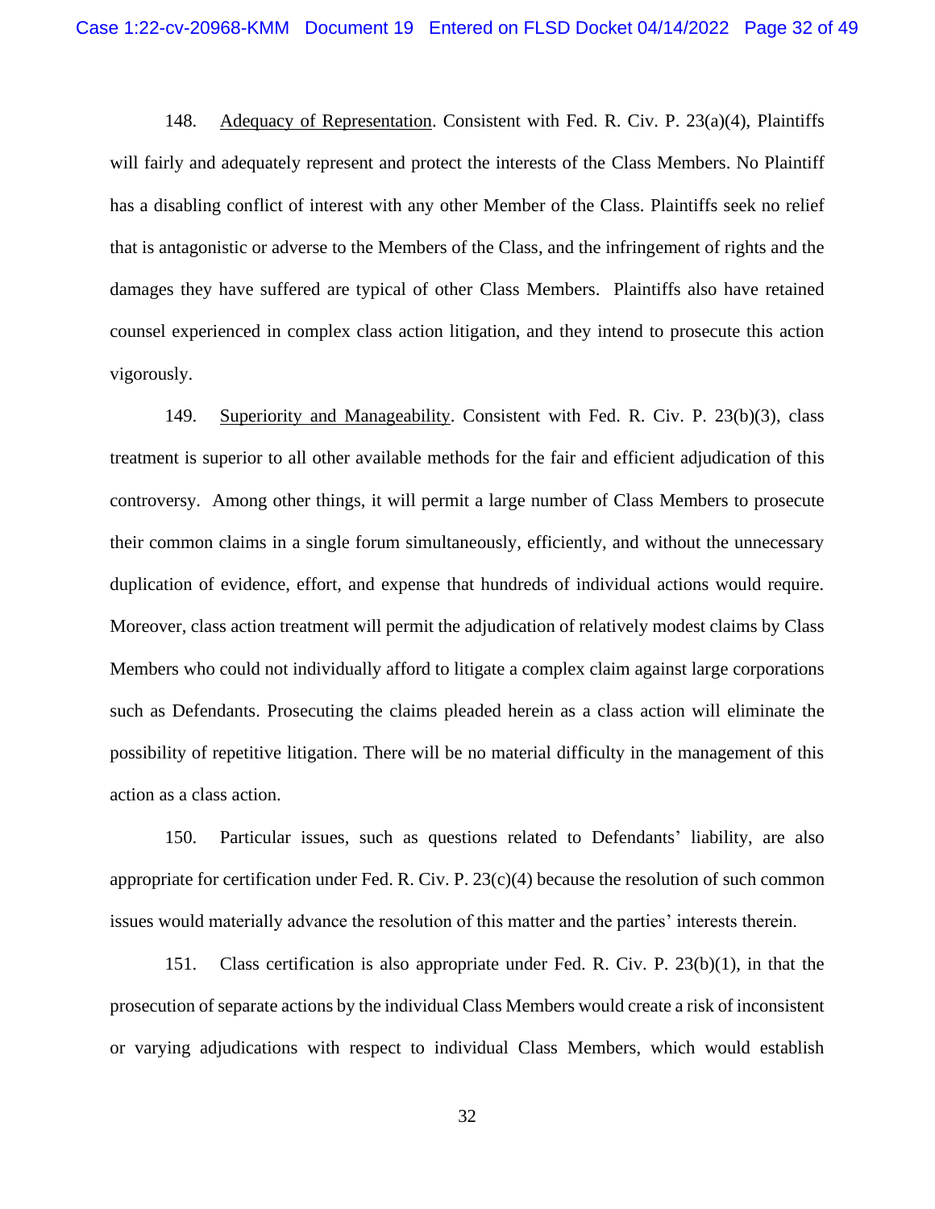148. Adequacy of Representation. Consistent with Fed. R. Civ. P. 23(a)(4), Plaintiffs will fairly and adequately represent and protect the interests of the Class Members. No Plaintiff has a disabling conflict of interest with any other Member of the Class. Plaintiffs seek no relief that is antagonistic or adverse to the Members of the Class, and the infringement of rights and the damages they have suffered are typical of other Class Members. Plaintiffs also have retained counsel experienced in complex class action litigation, and they intend to prosecute this action vigorously.

149. Superiority and Manageability. Consistent with Fed. R. Civ. P. 23(b)(3), class treatment is superior to all other available methods for the fair and efficient adjudication of this controversy. Among other things, it will permit a large number of Class Members to prosecute their common claims in a single forum simultaneously, efficiently, and without the unnecessary duplication of evidence, effort, and expense that hundreds of individual actions would require. Moreover, class action treatment will permit the adjudication of relatively modest claims by Class Members who could not individually afford to litigate a complex claim against large corporations such as Defendants. Prosecuting the claims pleaded herein as a class action will eliminate the possibility of repetitive litigation. There will be no material difficulty in the management of this action as a class action.

150. Particular issues, such as questions related to Defendants' liability, are also appropriate for certification under Fed. R. Civ. P. 23(c)(4) because the resolution of such common issues would materially advance the resolution of this matter and the parties' interests therein.

151. Class certification is also appropriate under Fed. R. Civ. P. 23(b)(1), in that the prosecution of separate actions by the individual Class Members would create a risk of inconsistent or varying adjudications with respect to individual Class Members, which would establish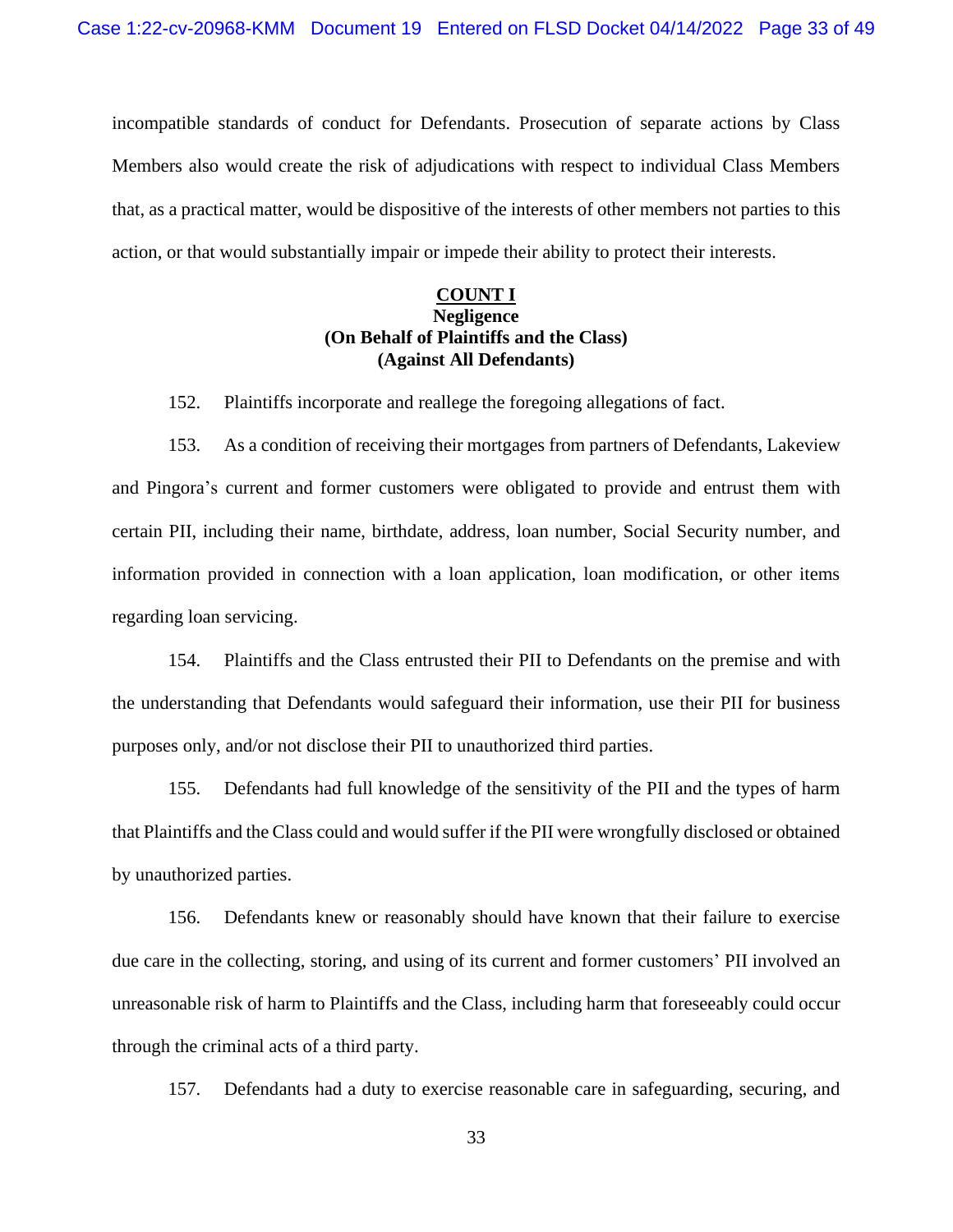incompatible standards of conduct for Defendants. Prosecution of separate actions by Class Members also would create the risk of adjudications with respect to individual Class Members that, as a practical matter, would be dispositive of the interests of other members not parties to this action, or that would substantially impair or impede their ability to protect their interests.

**COUNT I**
**Negligence**
**(On Behalf of Plaintiffs and the Class)**
**(Against All Defendants)**

152. Plaintiffs incorporate and reallege the foregoing allegations of fact.

153. As a condition of receiving their mortgages from partners of Defendants, Lakeview and Pingora's current and former customers were obligated to provide and entrust them with certain PII, including their name, birthdate, address, loan number, Social Security number, and information provided in connection with a loan application, loan modification, or other items regarding loan servicing.

154. Plaintiffs and the Class entrusted their PII to Defendants on the premise and with the understanding that Defendants would safeguard their information, use their PII for business purposes only, and/or not disclose their PII to unauthorized third parties.

155. Defendants had full knowledge of the sensitivity of the PII and the types of harm that Plaintiffs and the Class could and would suffer if the PII were wrongfully disclosed or obtained by unauthorized parties.

156. Defendants knew or reasonably should have known that their failure to exercise due care in the collecting, storing, and using of its current and former customers' PII involved an unreasonable risk of harm to Plaintiffs and the Class, including harm that foreseeably could occur through the criminal acts of a third party.

157. Defendants had a duty to exercise reasonable care in safeguarding, securing, and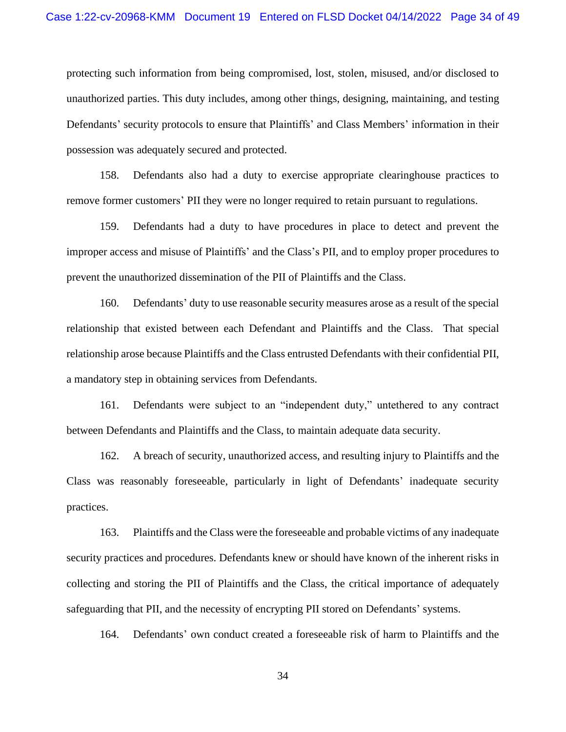protecting such information from being compromised, lost, stolen, misused, and/or disclosed to unauthorized parties. This duty includes, among other things, designing, maintaining, and testing Defendants' security protocols to ensure that Plaintiffs' and Class Members' information in their possession was adequately secured and protected.

158. Defendants also had a duty to exercise appropriate clearinghouse practices to remove former customers' PII they were no longer required to retain pursuant to regulations.

159. Defendants had a duty to have procedures in place to detect and prevent the improper access and misuse of Plaintiffs' and the Class's PII, and to employ proper procedures to prevent the unauthorized dissemination of the PII of Plaintiffs and the Class.

160. Defendants' duty to use reasonable security measures arose as a result of the special relationship that existed between each Defendant and Plaintiffs and the Class. That special relationship arose because Plaintiffs and the Class entrusted Defendants with their confidential PII, a mandatory step in obtaining services from Defendants.

161. Defendants were subject to an "independent duty," untethered to any contract between Defendants and Plaintiffs and the Class, to maintain adequate data security.

162. A breach of security, unauthorized access, and resulting injury to Plaintiffs and the Class was reasonably foreseeable, particularly in light of Defendants' inadequate security practices.

163. Plaintiffs and the Class were the foreseeable and probable victims of any inadequate security practices and procedures. Defendants knew or should have known of the inherent risks in collecting and storing the PII of Plaintiffs and the Class, the critical importance of adequately safeguarding that PII, and the necessity of encrypting PII stored on Defendants' systems.

164. Defendants' own conduct created a foreseeable risk of harm to Plaintiffs and the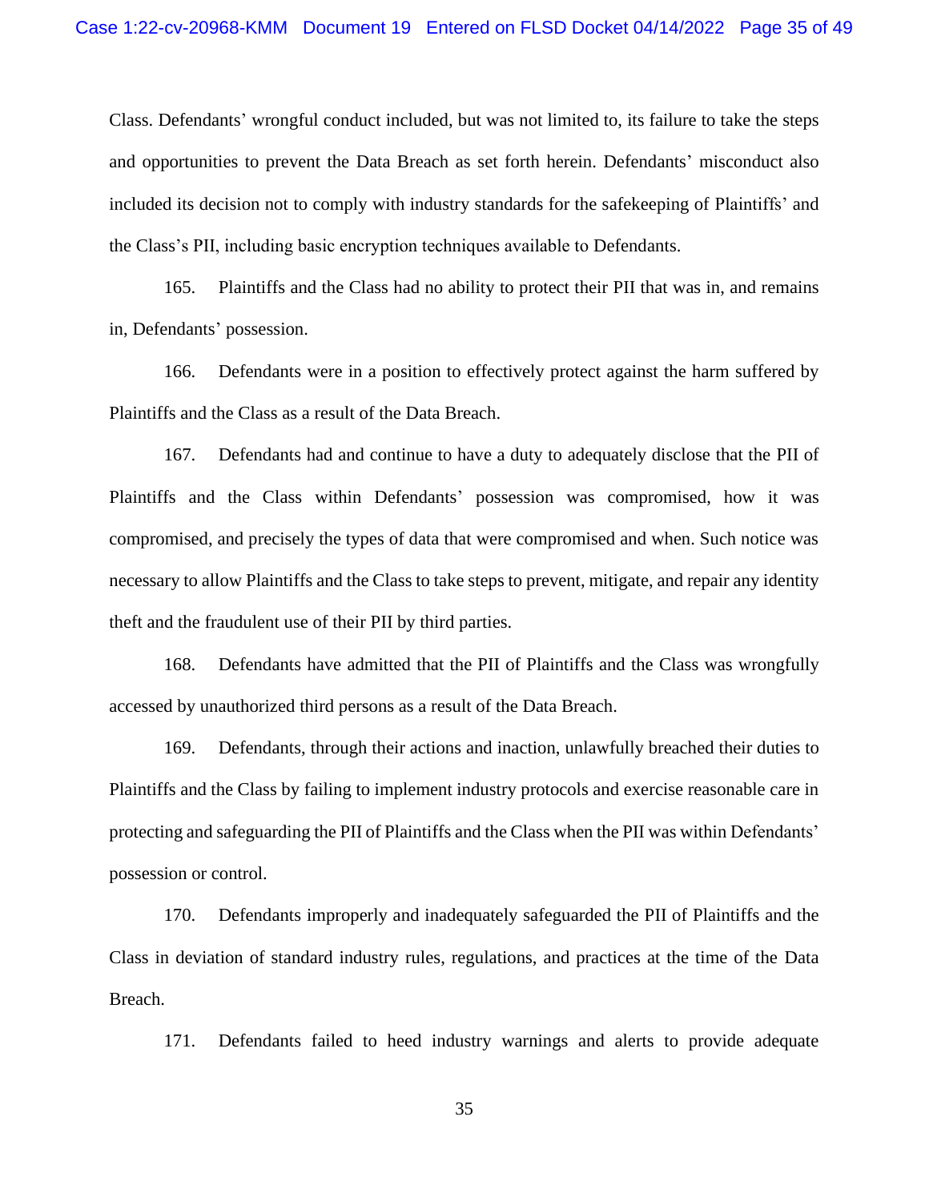Class. Defendants' wrongful conduct included, but was not limited to, its failure to take the steps and opportunities to prevent the Data Breach as set forth herein. Defendants' misconduct also included its decision not to comply with industry standards for the safekeeping of Plaintiffs' and the Class's PII, including basic encryption techniques available to Defendants.

165. Plaintiffs and the Class had no ability to protect their PII that was in, and remains in, Defendants' possession.

166. Defendants were in a position to effectively protect against the harm suffered by Plaintiffs and the Class as a result of the Data Breach.

167. Defendants had and continue to have a duty to adequately disclose that the PII of Plaintiffs and the Class within Defendants' possession was compromised, how it was compromised, and precisely the types of data that were compromised and when. Such notice was necessary to allow Plaintiffs and the Class to take steps to prevent, mitigate, and repair any identity theft and the fraudulent use of their PII by third parties.

168. Defendants have admitted that the PII of Plaintiffs and the Class was wrongfully accessed by unauthorized third persons as a result of the Data Breach.

169. Defendants, through their actions and inaction, unlawfully breached their duties to Plaintiffs and the Class by failing to implement industry protocols and exercise reasonable care in protecting and safeguarding the PII of Plaintiffs and the Class when the PII was within Defendants' possession or control.

170. Defendants improperly and inadequately safeguarded the PII of Plaintiffs and the Class in deviation of standard industry rules, regulations, and practices at the time of the Data Breach.

171. Defendants failed to heed industry warnings and alerts to provide adequate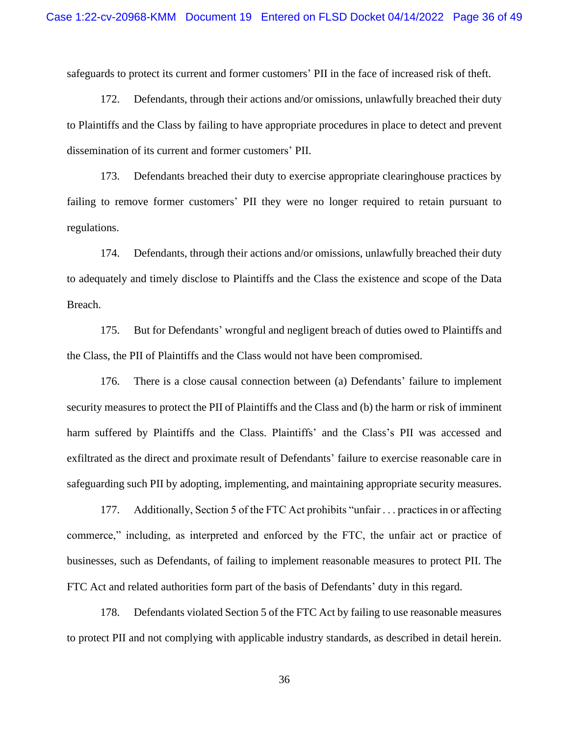safeguards to protect its current and former customers' PII in the face of increased risk of theft.

172. Defendants, through their actions and/or omissions, unlawfully breached their duty to Plaintiffs and the Class by failing to have appropriate procedures in place to detect and prevent dissemination of its current and former customers' PII.

173. Defendants breached their duty to exercise appropriate clearinghouse practices by failing to remove former customers' PII they were no longer required to retain pursuant to regulations.

174. Defendants, through their actions and/or omissions, unlawfully breached their duty to adequately and timely disclose to Plaintiffs and the Class the existence and scope of the Data Breach.

175. But for Defendants' wrongful and negligent breach of duties owed to Plaintiffs and the Class, the PII of Plaintiffs and the Class would not have been compromised.

176. There is a close causal connection between (a) Defendants' failure to implement security measures to protect the PII of Plaintiffs and the Class and (b) the harm or risk of imminent harm suffered by Plaintiffs and the Class. Plaintiffs' and the Class's PII was accessed and exfiltrated as the direct and proximate result of Defendants' failure to exercise reasonable care in safeguarding such PII by adopting, implementing, and maintaining appropriate security measures.

177. Additionally, Section 5 of the FTC Act prohibits "unfair . . . practices in or affecting commerce," including, as interpreted and enforced by the FTC, the unfair act or practice of businesses, such as Defendants, of failing to implement reasonable measures to protect PII. The FTC Act and related authorities form part of the basis of Defendants' duty in this regard.

178. Defendants violated Section 5 of the FTC Act by failing to use reasonable measures to protect PII and not complying with applicable industry standards, as described in detail herein.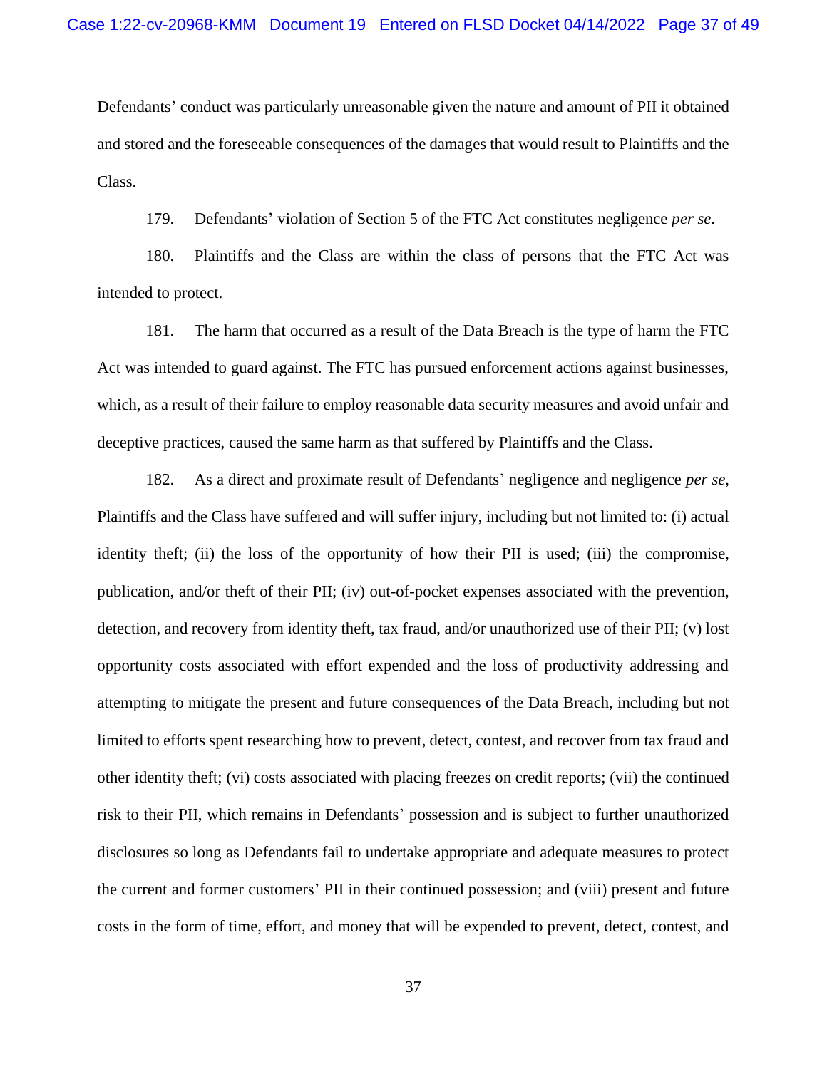Defendants' conduct was particularly unreasonable given the nature and amount of PII it obtained and stored and the foreseeable consequences of the damages that would result to Plaintiffs and the Class.

179. Defendants' violation of Section 5 of the FTC Act constitutes negligence *per se*.

180. Plaintiffs and the Class are within the class of persons that the FTC Act was intended to protect.

181. The harm that occurred as a result of the Data Breach is the type of harm the FTC Act was intended to guard against. The FTC has pursued enforcement actions against businesses, which, as a result of their failure to employ reasonable data security measures and avoid unfair and deceptive practices, caused the same harm as that suffered by Plaintiffs and the Class.

182. As a direct and proximate result of Defendants' negligence and negligence *per se*, Plaintiffs and the Class have suffered and will suffer injury, including but not limited to: (i) actual identity theft; (ii) the loss of the opportunity of how their PII is used; (iii) the compromise, publication, and/or theft of their PII; (iv) out-of-pocket expenses associated with the prevention, detection, and recovery from identity theft, tax fraud, and/or unauthorized use of their PII; (v) lost opportunity costs associated with effort expended and the loss of productivity addressing and attempting to mitigate the present and future consequences of the Data Breach, including but not limited to efforts spent researching how to prevent, detect, contest, and recover from tax fraud and other identity theft; (vi) costs associated with placing freezes on credit reports; (vii) the continued risk to their PII, which remains in Defendants' possession and is subject to further unauthorized disclosures so long as Defendants fail to undertake appropriate and adequate measures to protect the current and former customers' PII in their continued possession; and (viii) present and future costs in the form of time, effort, and money that will be expended to prevent, detect, contest, and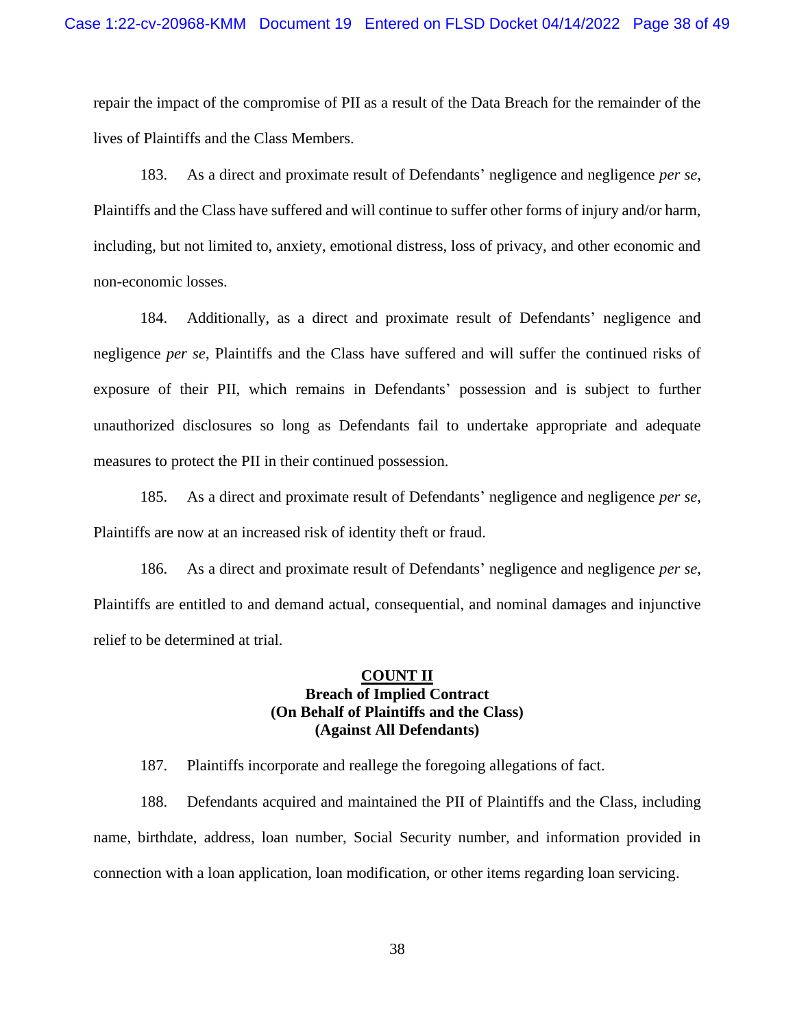repair the impact of the compromise of PII as a result of the Data Breach for the remainder of the lives of Plaintiffs and the Class Members.

183. As a direct and proximate result of Defendants' negligence and negligence *per se*, Plaintiffs and the Class have suffered and will continue to suffer other forms of injury and/or harm, including, but not limited to, anxiety, emotional distress, loss of privacy, and other economic and non-economic losses.

184. Additionally, as a direct and proximate result of Defendants' negligence and negligence *per se*, Plaintiffs and the Class have suffered and will suffer the continued risks of exposure of their PII, which remains in Defendants' possession and is subject to further unauthorized disclosures so long as Defendants fail to undertake appropriate and adequate measures to protect the PII in their continued possession.

185. As a direct and proximate result of Defendants' negligence and negligence *per se*, Plaintiffs are now at an increased risk of identity theft or fraud.

186. As a direct and proximate result of Defendants' negligence and negligence *per se,* Plaintiffs are entitled to and demand actual, consequential, and nominal damages and injunctive relief to be determined at trial.

## COUNT II
**Breach of Implied Contract**
**(On Behalf of Plaintiffs and the Class)**
**(Against All Defendants)**

187. Plaintiffs incorporate and reallege the foregoing allegations of fact.

188. Defendants acquired and maintained the PII of Plaintiffs and the Class, including name, birthdate, address, loan number, Social Security number, and information provided in connection with a loan application, loan modification, or other items regarding loan servicing.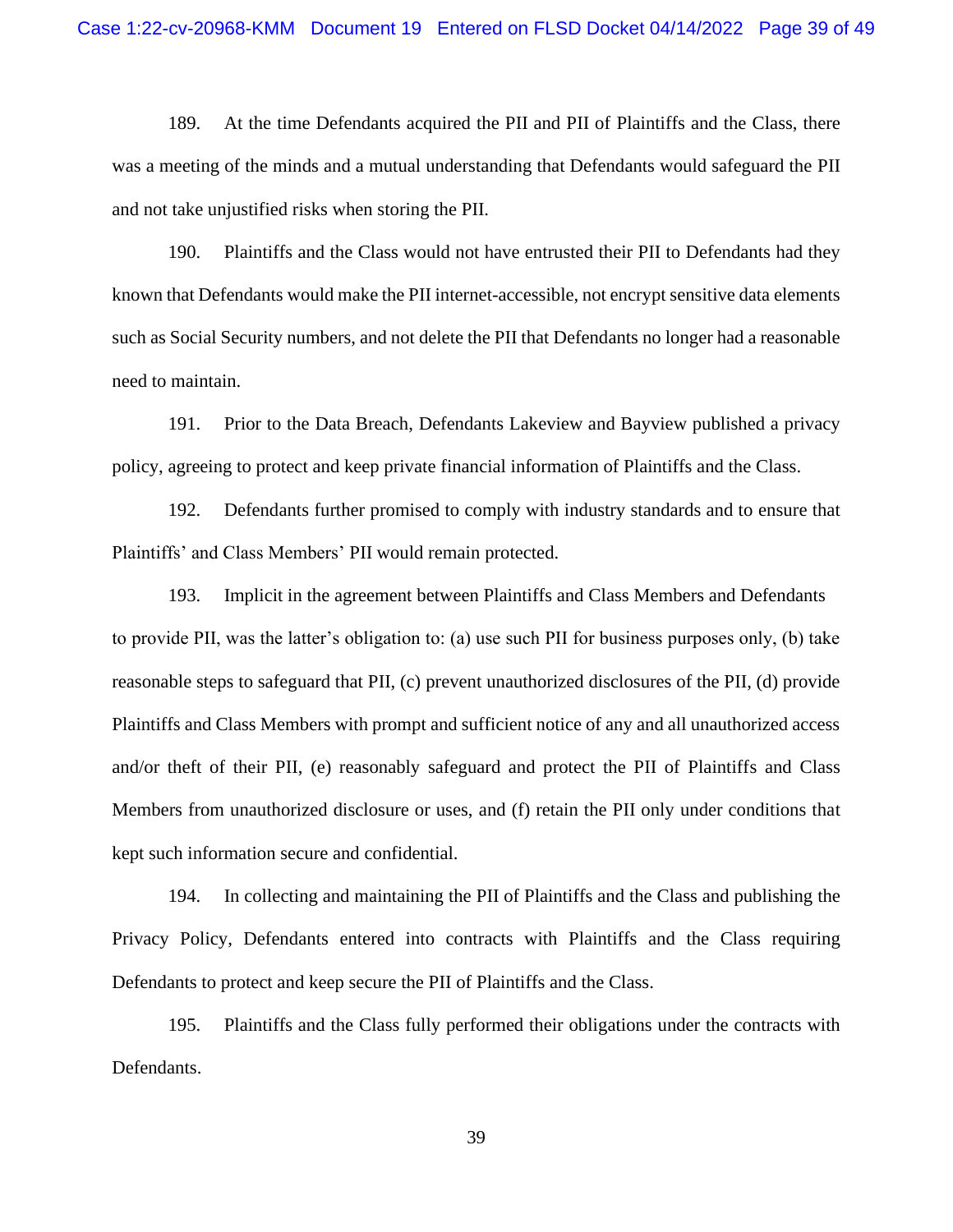189. At the time Defendants acquired the PII and PII of Plaintiffs and the Class, there was a meeting of the minds and a mutual understanding that Defendants would safeguard the PII and not take unjustified risks when storing the PII.

190. Plaintiffs and the Class would not have entrusted their PII to Defendants had they known that Defendants would make the PII internet-accessible, not encrypt sensitive data elements such as Social Security numbers, and not delete the PII that Defendants no longer had a reasonable need to maintain.

191. Prior to the Data Breach, Defendants Lakeview and Bayview published a privacy policy, agreeing to protect and keep private financial information of Plaintiffs and the Class.

192. Defendants further promised to comply with industry standards and to ensure that Plaintiffs' and Class Members' PII would remain protected.

193. Implicit in the agreement between Plaintiffs and Class Members and Defendants to provide PII, was the latter's obligation to: (a) use such PII for business purposes only, (b) take reasonable steps to safeguard that PII, (c) prevent unauthorized disclosures of the PII, (d) provide Plaintiffs and Class Members with prompt and sufficient notice of any and all unauthorized access and/or theft of their PII, (e) reasonably safeguard and protect the PII of Plaintiffs and Class Members from unauthorized disclosure or uses, and (f) retain the PII only under conditions that kept such information secure and confidential.

194. In collecting and maintaining the PII of Plaintiffs and the Class and publishing the Privacy Policy, Defendants entered into contracts with Plaintiffs and the Class requiring Defendants to protect and keep secure the PII of Plaintiffs and the Class.

195. Plaintiffs and the Class fully performed their obligations under the contracts with Defendants.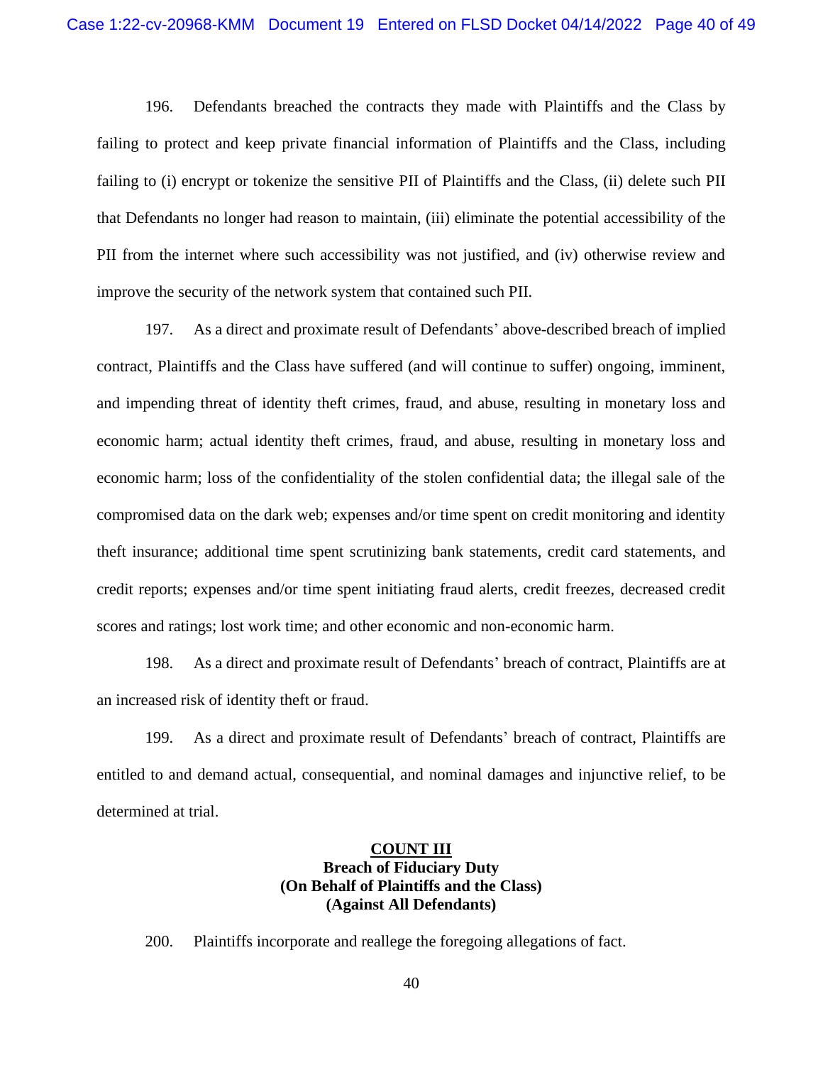196. Defendants breached the contracts they made with Plaintiffs and the Class by failing to protect and keep private financial information of Plaintiffs and the Class, including failing to (i) encrypt or tokenize the sensitive PII of Plaintiffs and the Class, (ii) delete such PII that Defendants no longer had reason to maintain, (iii) eliminate the potential accessibility of the PII from the internet where such accessibility was not justified, and (iv) otherwise review and improve the security of the network system that contained such PII.

197. As a direct and proximate result of Defendants' above-described breach of implied contract, Plaintiffs and the Class have suffered (and will continue to suffer) ongoing, imminent, and impending threat of identity theft crimes, fraud, and abuse, resulting in monetary loss and economic harm; actual identity theft crimes, fraud, and abuse, resulting in monetary loss and economic harm; loss of the confidentiality of the stolen confidential data; the illegal sale of the compromised data on the dark web; expenses and/or time spent on credit monitoring and identity theft insurance; additional time spent scrutinizing bank statements, credit card statements, and credit reports; expenses and/or time spent initiating fraud alerts, credit freezes, decreased credit scores and ratings; lost work time; and other economic and non-economic harm.

198. As a direct and proximate result of Defendants' breach of contract, Plaintiffs are at an increased risk of identity theft or fraud.

199. As a direct and proximate result of Defendants' breach of contract, Plaintiffs are entitled to and demand actual, consequential, and nominal damages and injunctive relief, to be determined at trial.

## COUNT III
**Breach of Fiduciary Duty**
**(On Behalf of Plaintiffs and the Class)**
**(Against All Defendants)**

200. Plaintiffs incorporate and reallege the foregoing allegations of fact.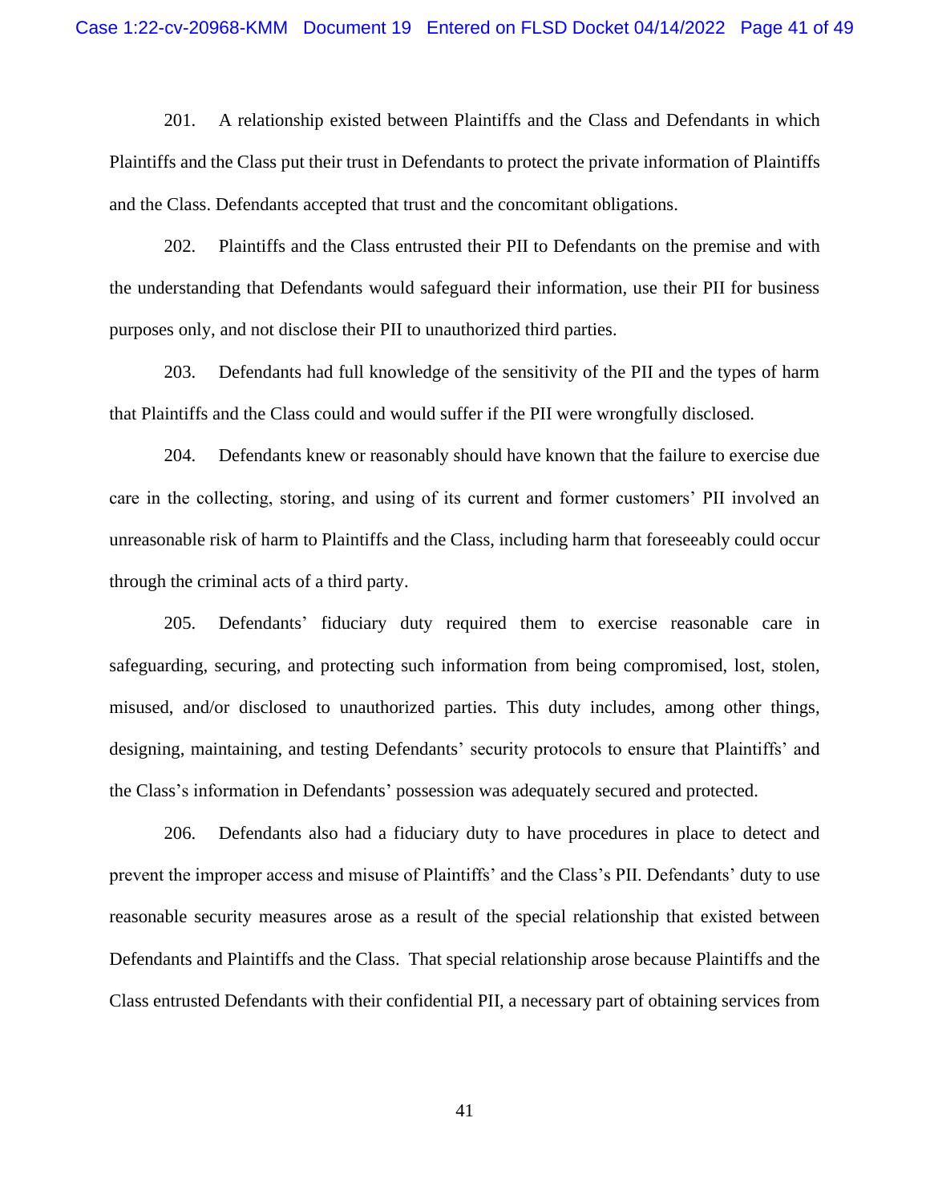201. A relationship existed between Plaintiffs and the Class and Defendants in which Plaintiffs and the Class put their trust in Defendants to protect the private information of Plaintiffs and the Class. Defendants accepted that trust and the concomitant obligations.

202. Plaintiffs and the Class entrusted their PII to Defendants on the premise and with the understanding that Defendants would safeguard their information, use their PII for business purposes only, and not disclose their PII to unauthorized third parties.

203. Defendants had full knowledge of the sensitivity of the PII and the types of harm that Plaintiffs and the Class could and would suffer if the PII were wrongfully disclosed.

204. Defendants knew or reasonably should have known that the failure to exercise due care in the collecting, storing, and using of its current and former customers' PII involved an unreasonable risk of harm to Plaintiffs and the Class, including harm that foreseeably could occur through the criminal acts of a third party.

205. Defendants' fiduciary duty required them to exercise reasonable care in safeguarding, securing, and protecting such information from being compromised, lost, stolen, misused, and/or disclosed to unauthorized parties. This duty includes, among other things, designing, maintaining, and testing Defendants' security protocols to ensure that Plaintiffs' and the Class's information in Defendants' possession was adequately secured and protected.

206. Defendants also had a fiduciary duty to have procedures in place to detect and prevent the improper access and misuse of Plaintiffs' and the Class's PII. Defendants' duty to use reasonable security measures arose as a result of the special relationship that existed between Defendants and Plaintiffs and the Class. That special relationship arose because Plaintiffs and the Class entrusted Defendants with their confidential PII, a necessary part of obtaining services from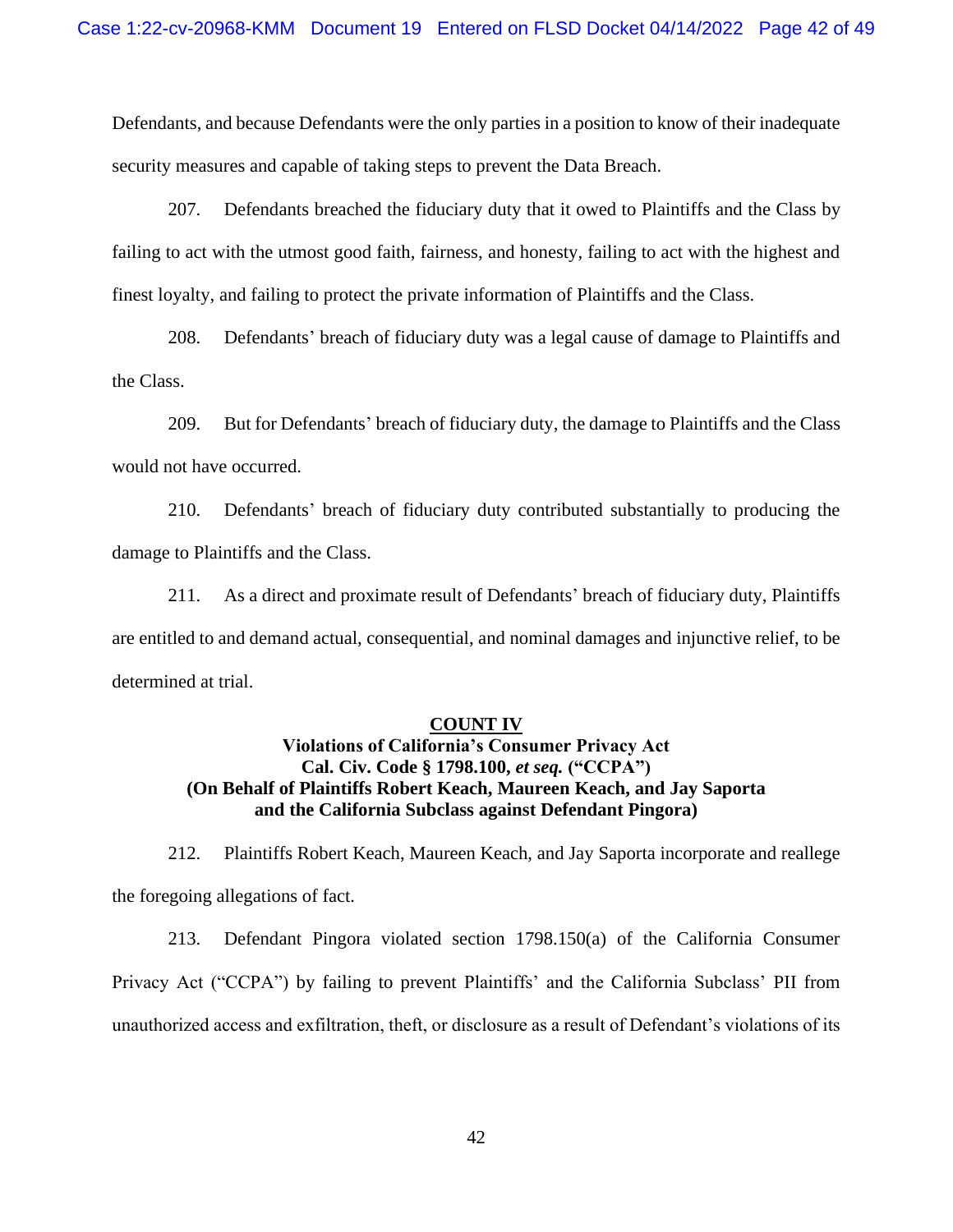Defendants, and because Defendants were the only parties in a position to know of their inadequate security measures and capable of taking steps to prevent the Data Breach.

207. Defendants breached the fiduciary duty that it owed to Plaintiffs and the Class by failing to act with the utmost good faith, fairness, and honesty, failing to act with the highest and finest loyalty, and failing to protect the private information of Plaintiffs and the Class.

208. Defendants' breach of fiduciary duty was a legal cause of damage to Plaintiffs and the Class.

209. But for Defendants' breach of fiduciary duty, the damage to Plaintiffs and the Class would not have occurred.

210. Defendants' breach of fiduciary duty contributed substantially to producing the damage to Plaintiffs and the Class.

211. As a direct and proximate result of Defendants' breach of fiduciary duty, Plaintiffs are entitled to and demand actual, consequential, and nominal damages and injunctive relief, to be determined at trial.

**COUNT IV**
**Violations of California's Consumer Privacy Act**
**Cal. Civ. Code § 1798.100, *et seq.* ("CCPA")**
**(On Behalf of Plaintiffs Robert Keach, Maureen Keach, and Jay Saporta and the California Subclass against Defendant Pingora)**

212. Plaintiffs Robert Keach, Maureen Keach, and Jay Saporta incorporate and reallege the foregoing allegations of fact.

213. Defendant Pingora violated section 1798.150(a) of the California Consumer Privacy Act ("CCPA") by failing to prevent Plaintiffs' and the California Subclass' PII from unauthorized access and exfiltration, theft, or disclosure as a result of Defendant's violations of its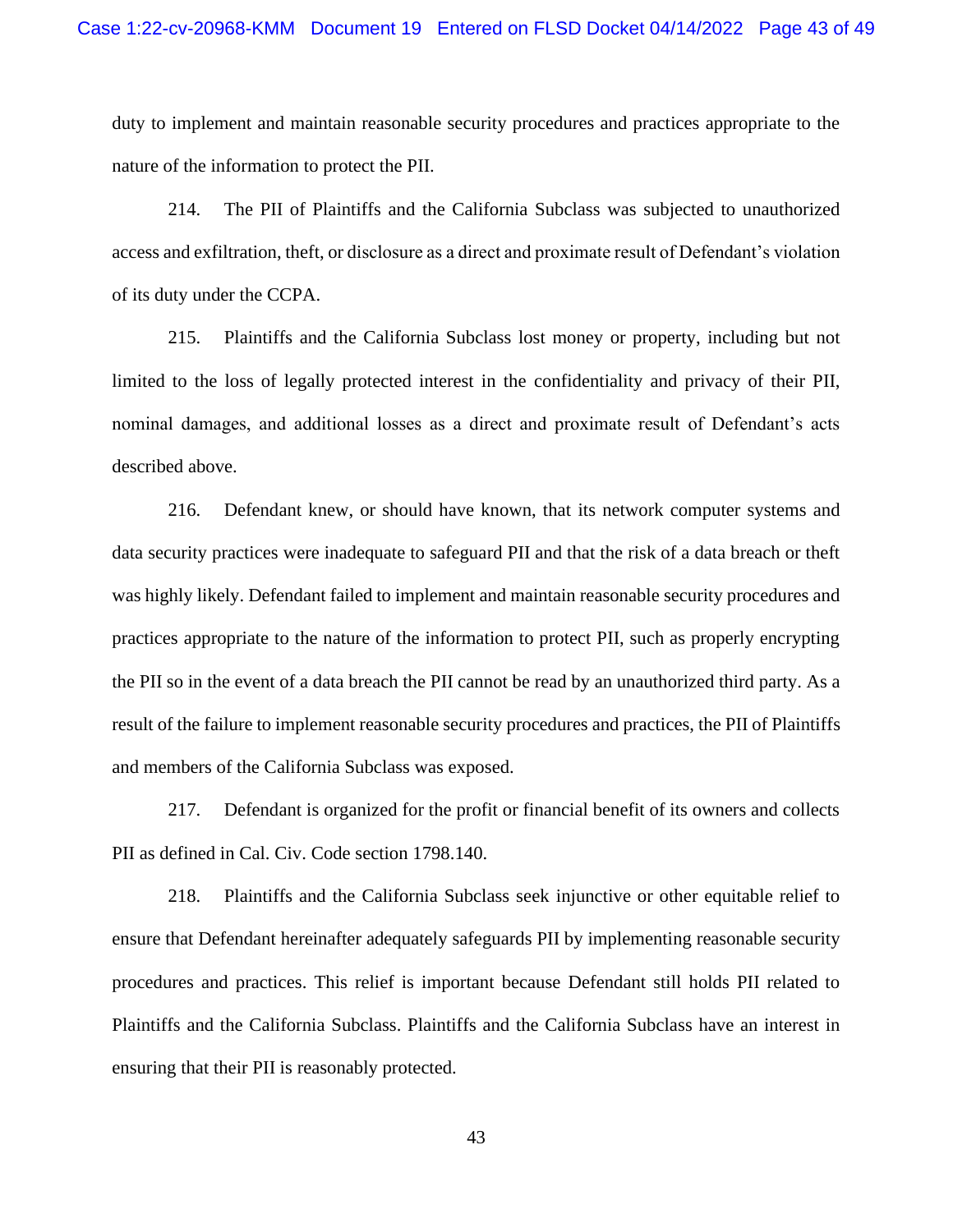duty to implement and maintain reasonable security procedures and practices appropriate to the nature of the information to protect the PII.

214. The PII of Plaintiffs and the California Subclass was subjected to unauthorized access and exfiltration, theft, or disclosure as a direct and proximate result of Defendant's violation of its duty under the CCPA.

215. Plaintiffs and the California Subclass lost money or property, including but not limited to the loss of legally protected interest in the confidentiality and privacy of their PII, nominal damages, and additional losses as a direct and proximate result of Defendant's acts described above.

216. Defendant knew, or should have known, that its network computer systems and data security practices were inadequate to safeguard PII and that the risk of a data breach or theft was highly likely. Defendant failed to implement and maintain reasonable security procedures and practices appropriate to the nature of the information to protect PII, such as properly encrypting the PII so in the event of a data breach the PII cannot be read by an unauthorized third party. As a result of the failure to implement reasonable security procedures and practices, the PII of Plaintiffs and members of the California Subclass was exposed.

217. Defendant is organized for the profit or financial benefit of its owners and collects PII as defined in Cal. Civ. Code section 1798.140.

218. Plaintiffs and the California Subclass seek injunctive or other equitable relief to ensure that Defendant hereinafter adequately safeguards PII by implementing reasonable security procedures and practices. This relief is important because Defendant still holds PII related to Plaintiffs and the California Subclass. Plaintiffs and the California Subclass have an interest in ensuring that their PII is reasonably protected.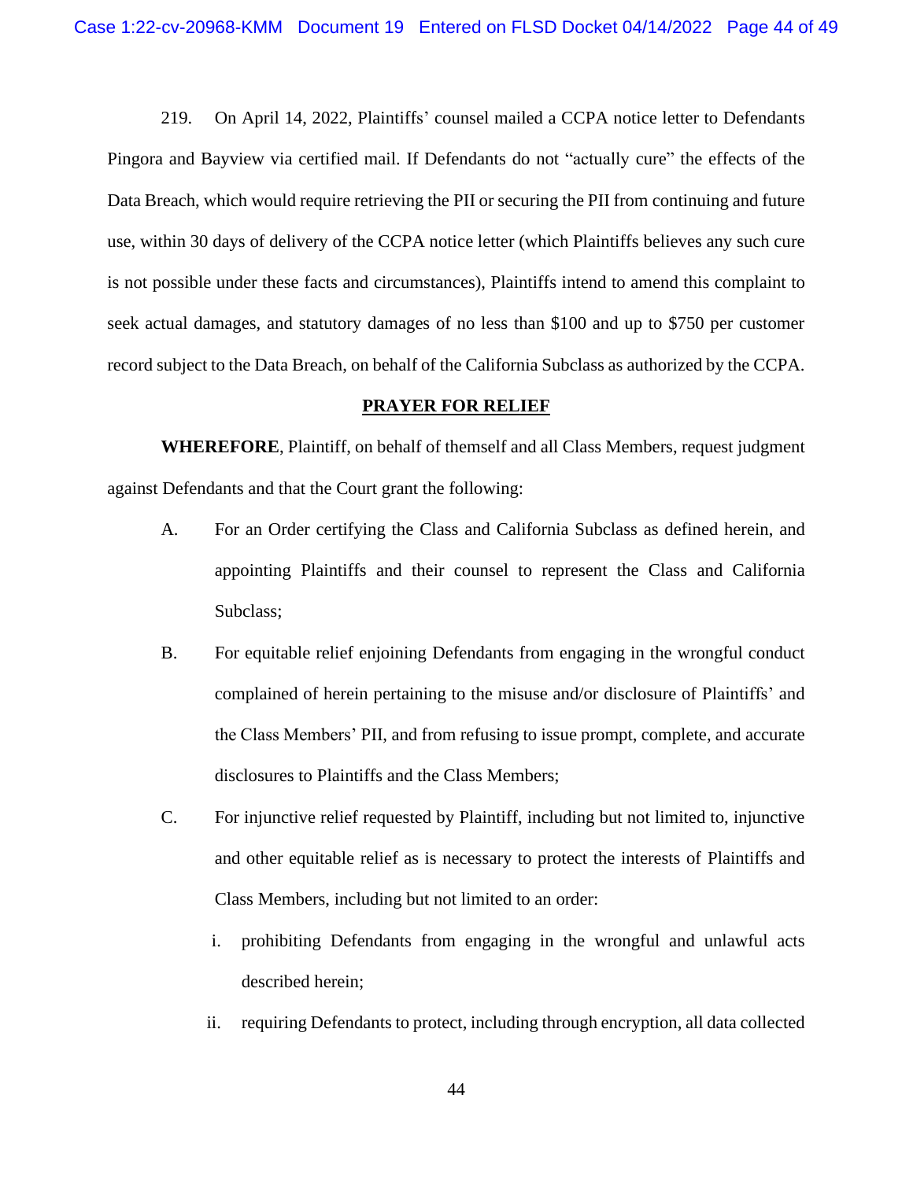219. On April 14, 2022, Plaintiffs' counsel mailed a CCPA notice letter to Defendants Pingora and Bayview via certified mail. If Defendants do not "actually cure" the effects of the Data Breach, which would require retrieving the PII or securing the PII from continuing and future use, within 30 days of delivery of the CCPA notice letter (which Plaintiffs believes any such cure is not possible under these facts and circumstances), Plaintiffs intend to amend this complaint to seek actual damages, and statutory damages of no less than $100 and up to $750 per customer record subject to the Data Breach, on behalf of the California Subclass as authorized by the CCPA.

## PRAYER FOR RELIEF

**WHEREFORE**, Plaintiff, on behalf of themself and all Class Members, request judgment against Defendants and that the Court grant the following:

A. For an Order certifying the Class and California Subclass as defined herein, and appointing Plaintiffs and their counsel to represent the Class and California Subclass;

B. For equitable relief enjoining Defendants from engaging in the wrongful conduct complained of herein pertaining to the misuse and/or disclosure of Plaintiffs' and the Class Members' PII, and from refusing to issue prompt, complete, and accurate disclosures to Plaintiffs and the Class Members;

C. For injunctive relief requested by Plaintiff, including but not limited to, injunctive and other equitable relief as is necessary to protect the interests of Plaintiffs and Class Members, including but not limited to an order:

   i. prohibiting Defendants from engaging in the wrongful and unlawful acts described herein;

   ii. requiring Defendants to protect, including through encryption, all data collected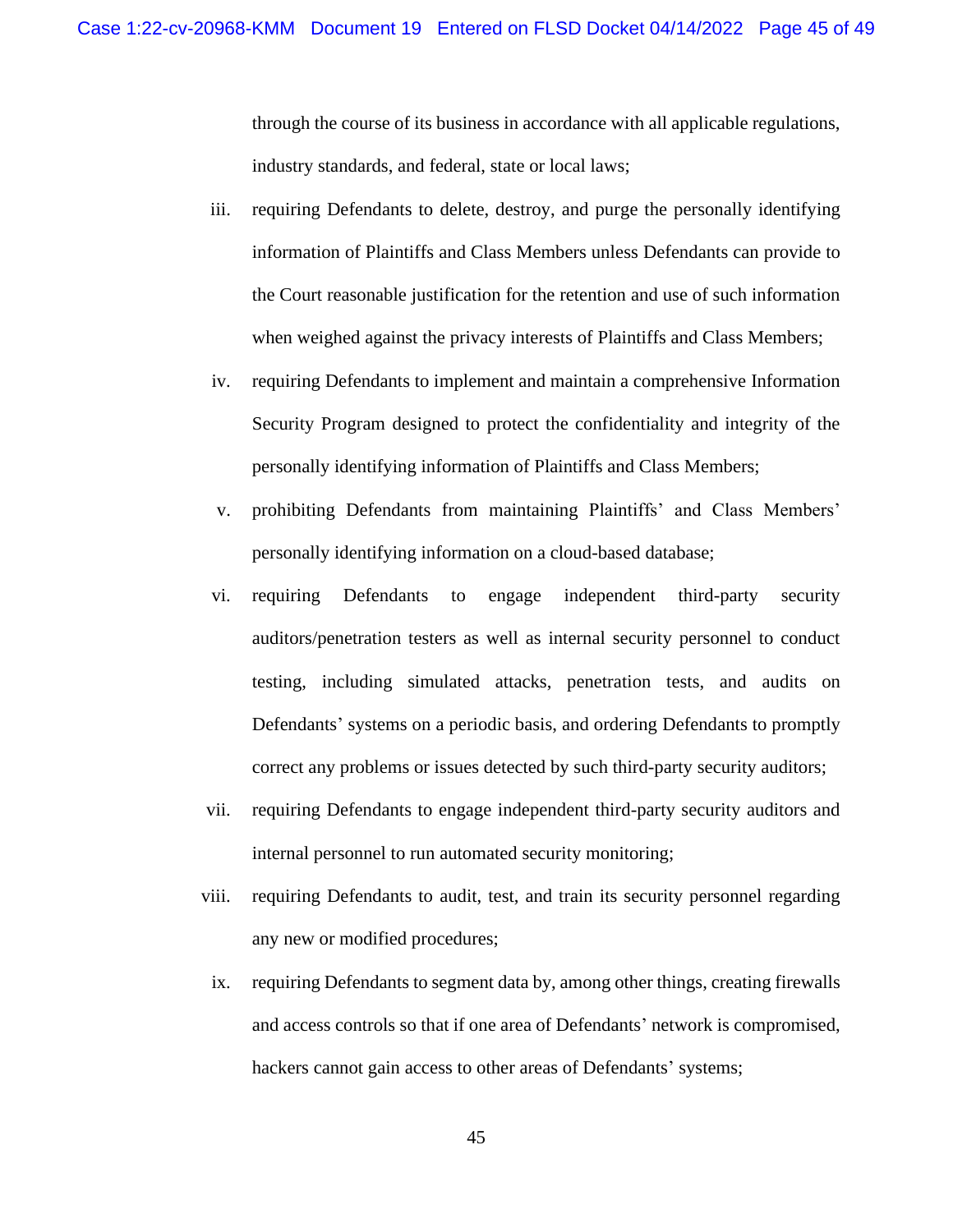through the course of its business in accordance with all applicable regulations, industry standards, and federal, state or local laws;

iii. requiring Defendants to delete, destroy, and purge the personally identifying information of Plaintiffs and Class Members unless Defendants can provide to the Court reasonable justification for the retention and use of such information when weighed against the privacy interests of Plaintiffs and Class Members;

iv. requiring Defendants to implement and maintain a comprehensive Information Security Program designed to protect the confidentiality and integrity of the personally identifying information of Plaintiffs and Class Members;

v. prohibiting Defendants from maintaining Plaintiffs' and Class Members' personally identifying information on a cloud-based database;

vi. requiring Defendants to engage independent third-party security auditors/penetration testers as well as internal security personnel to conduct testing, including simulated attacks, penetration tests, and audits on Defendants' systems on a periodic basis, and ordering Defendants to promptly correct any problems or issues detected by such third-party security auditors;

vii. requiring Defendants to engage independent third-party security auditors and internal personnel to run automated security monitoring;

viii. requiring Defendants to audit, test, and train its security personnel regarding any new or modified procedures;

ix. requiring Defendants to segment data by, among other things, creating firewalls and access controls so that if one area of Defendants' network is compromised, hackers cannot gain access to other areas of Defendants' systems;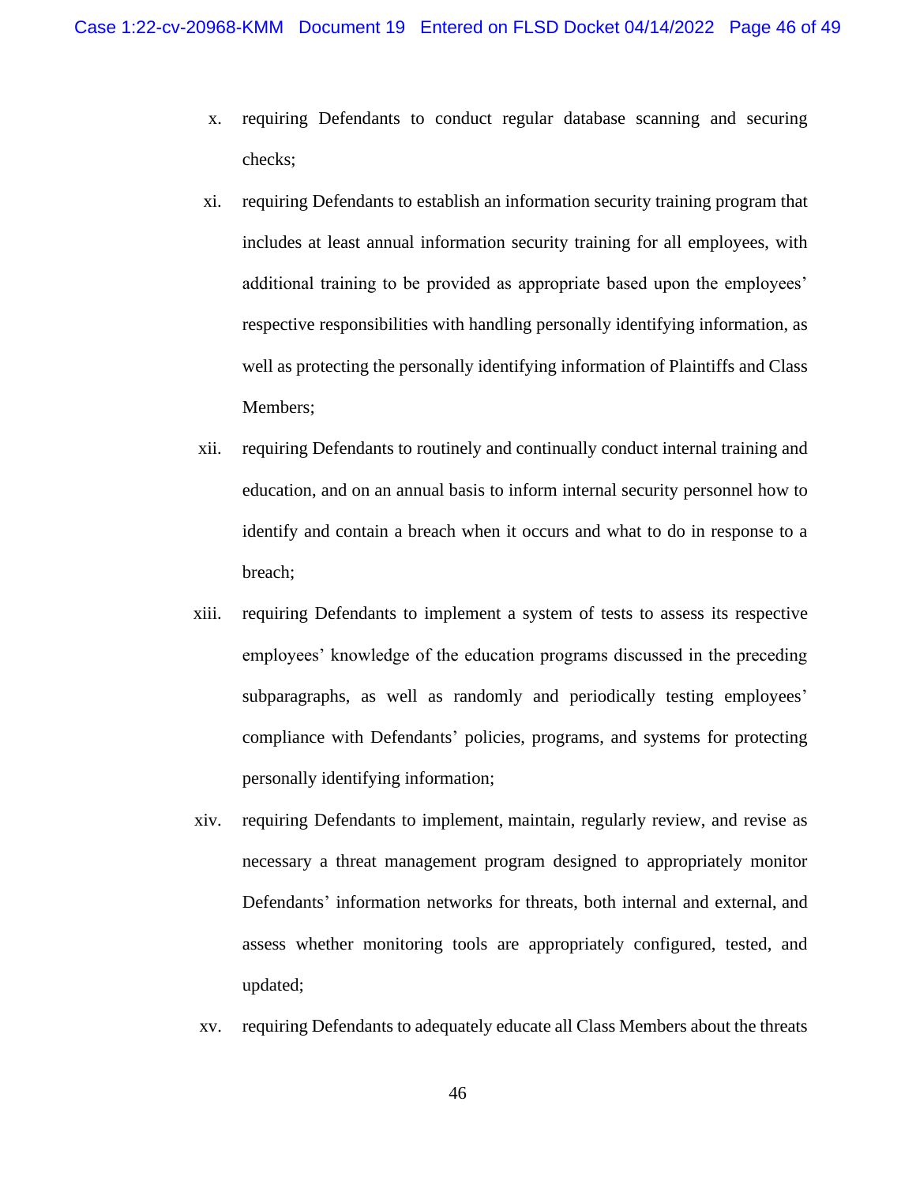x. requiring Defendants to conduct regular database scanning and securing checks;

xi. requiring Defendants to establish an information security training program that includes at least annual information security training for all employees, with additional training to be provided as appropriate based upon the employees' respective responsibilities with handling personally identifying information, as well as protecting the personally identifying information of Plaintiffs and Class Members;

xii. requiring Defendants to routinely and continually conduct internal training and education, and on an annual basis to inform internal security personnel how to identify and contain a breach when it occurs and what to do in response to a breach;

xiii. requiring Defendants to implement a system of tests to assess its respective employees' knowledge of the education programs discussed in the preceding subparagraphs, as well as randomly and periodically testing employees' compliance with Defendants' policies, programs, and systems for protecting personally identifying information;

xiv. requiring Defendants to implement, maintain, regularly review, and revise as necessary a threat management program designed to appropriately monitor Defendants' information networks for threats, both internal and external, and assess whether monitoring tools are appropriately configured, tested, and updated;

xv. requiring Defendants to adequately educate all Class Members about the threats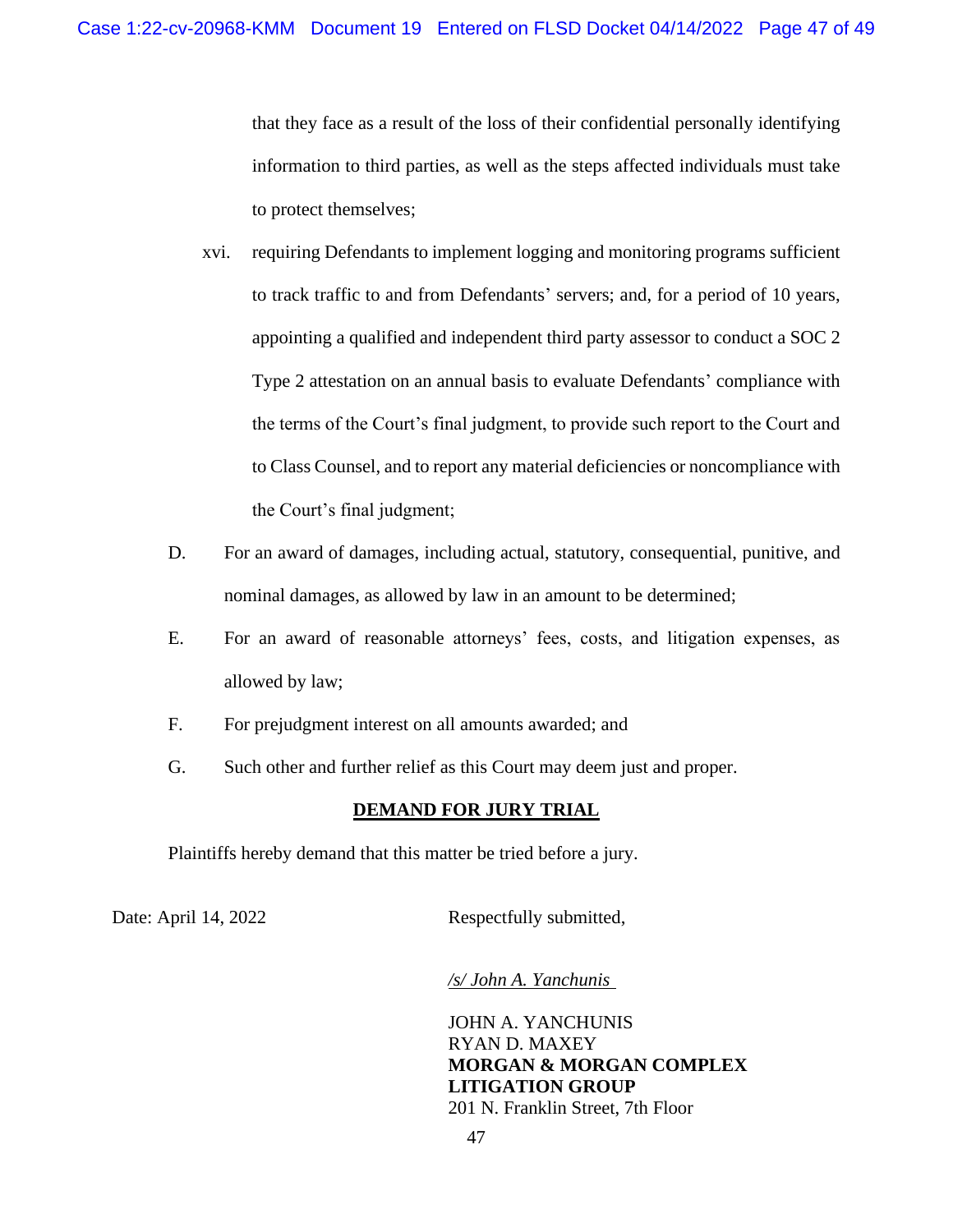that they face as a result of the loss of their confidential personally identifying information to third parties, as well as the steps affected individuals must take to protect themselves;

xvi. requiring Defendants to implement logging and monitoring programs sufficient to track traffic to and from Defendants' servers; and, for a period of 10 years, appointing a qualified and independent third party assessor to conduct a SOC 2 Type 2 attestation on an annual basis to evaluate Defendants' compliance with the terms of the Court's final judgment, to provide such report to the Court and to Class Counsel, and to report any material deficiencies or noncompliance with the Court's final judgment;

D. For an award of damages, including actual, statutory, consequential, punitive, and nominal damages, as allowed by law in an amount to be determined;

E. For an award of reasonable attorneys' fees, costs, and litigation expenses, as allowed by law;

F. For prejudgment interest on all amounts awarded; and

G. Such other and further relief as this Court may deem just and proper.

**DEMAND FOR JURY TRIAL**

Plaintiffs hereby demand that this matter be tried before a jury.

Date: April 14, 2022

Respectfully submitted,

*/s/ John A. Yanchunis*

JOHN A. YANCHUNIS
RYAN D. MAXEY
**MORGAN & MORGAN COMPLEX LITIGATION GROUP**
201 N. Franklin Street, 7th Floor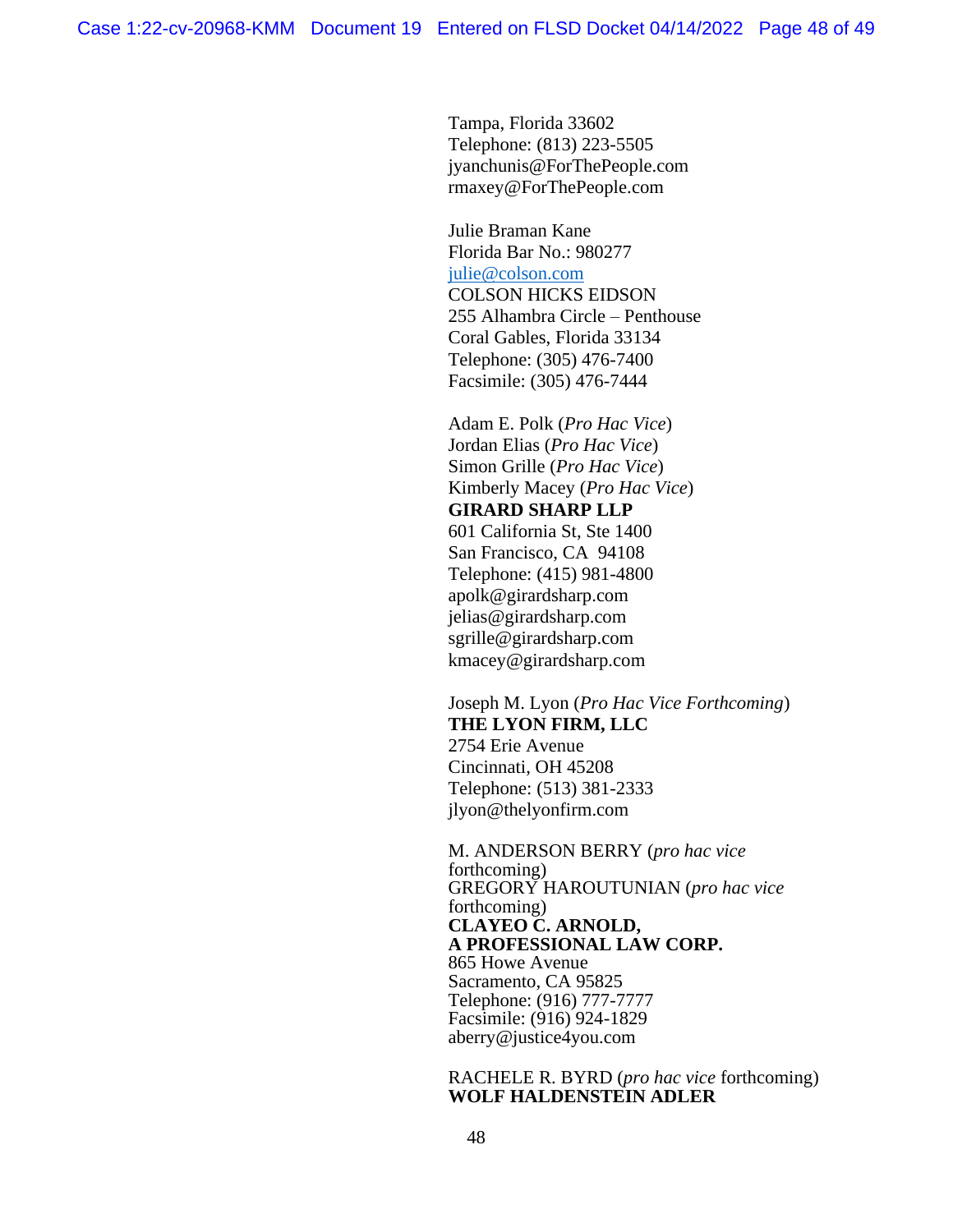Tampa, Florida 33602
Telephone: (813) 223-5505
jyanchunis@ForThePeople.com
rmaxey@ForThePeople.com

Julie Braman Kane
Florida Bar No.: 980277
julie@colson.com
COLSON HICKS EIDSON
255 Alhambra Circle – Penthouse
Coral Gables, Florida 33134
Telephone: (305) 476-7400
Facsimile: (305) 476-7444

Adam E. Polk (*Pro Hac Vice*)
Jordan Elias (*Pro Hac Vice*)
Simon Grille (*Pro Hac Vice*)
Kimberly Macey (*Pro Hac Vice*)
**GIRARD SHARP LLP**
601 California St, Ste 1400
San Francisco, CA 94108
Telephone: (415) 981-4800
apolk@girardsharp.com
jelias@girardsharp.com
sgrille@girardsharp.com
kmacey@girardsharp.com

Joseph M. Lyon (*Pro Hac Vice Forthcoming*)
**THE LYON FIRM, LLC**
2754 Erie Avenue
Cincinnati, OH 45208
Telephone: (513) 381-2333
jlyon@thelyonfirm.com

M. ANDERSON BERRY (*pro hac vice* forthcoming)
GREGORY HAROUTUNIAN (*pro hac vice* forthcoming)
**CLAYEO C. ARNOLD,**
**A PROFESSIONAL LAW CORP.**
865 Howe Avenue
Sacramento, CA 95825
Telephone: (916) 777-7777
Facsimile: (916) 924-1829
aberry@justice4you.com

RACHELE R. BYRD (*pro hac vice* forthcoming)
**WOLF HALDENSTEIN ADLER**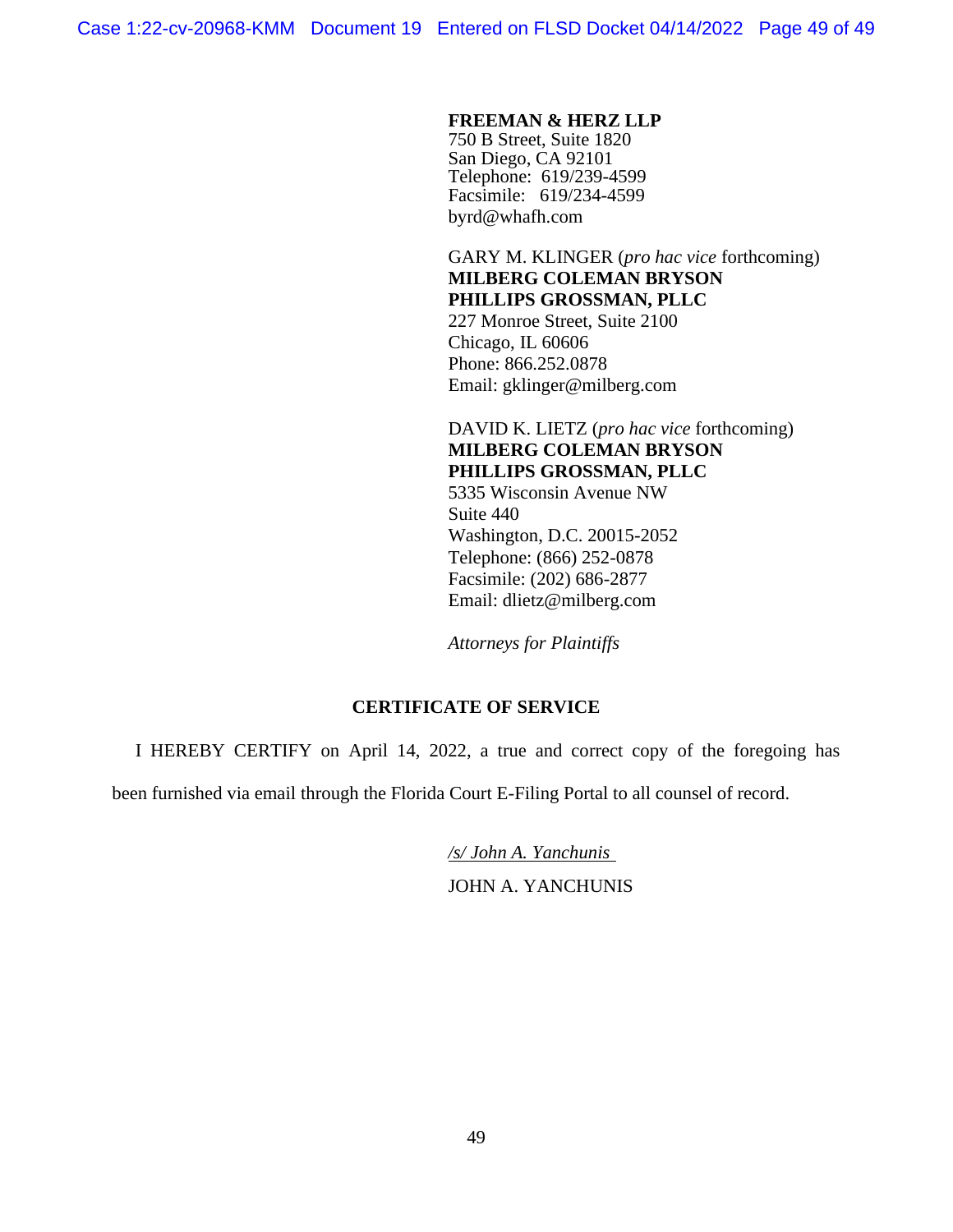**FREEMAN & HERZ LLP**
750 B Street, Suite 1820
San Diego, CA 92101
Telephone: 619/239-4599
Facsimile: 619/234-4599
byrd@whafh.com

GARY M. KLINGER (*pro hac vice* forthcoming)
**MILBERG COLEMAN BRYSON PHILLIPS GROSSMAN, PLLC**
227 Monroe Street, Suite 2100
Chicago, IL 60606
Phone: 866.252.0878
Email: gklinger@milberg.com

DAVID K. LIETZ (*pro hac vice* forthcoming)
**MILBERG COLEMAN BRYSON PHILLIPS GROSSMAN, PLLC**
5335 Wisconsin Avenue NW
Suite 440
Washington, D.C. 20015-2052
Telephone: (866) 252-0878
Facsimile: (202) 686-2877
Email: dlietz@milberg.com

*Attorneys for Plaintiffs*

**CERTIFICATE OF SERVICE**

I HEREBY CERTIFY on April 14, 2022, a true and correct copy of the foregoing has been furnished via email through the Florida Court E-Filing Portal to all counsel of record.

*/s/ John A. Yanchunis*

JOHN A. YANCHUNIS